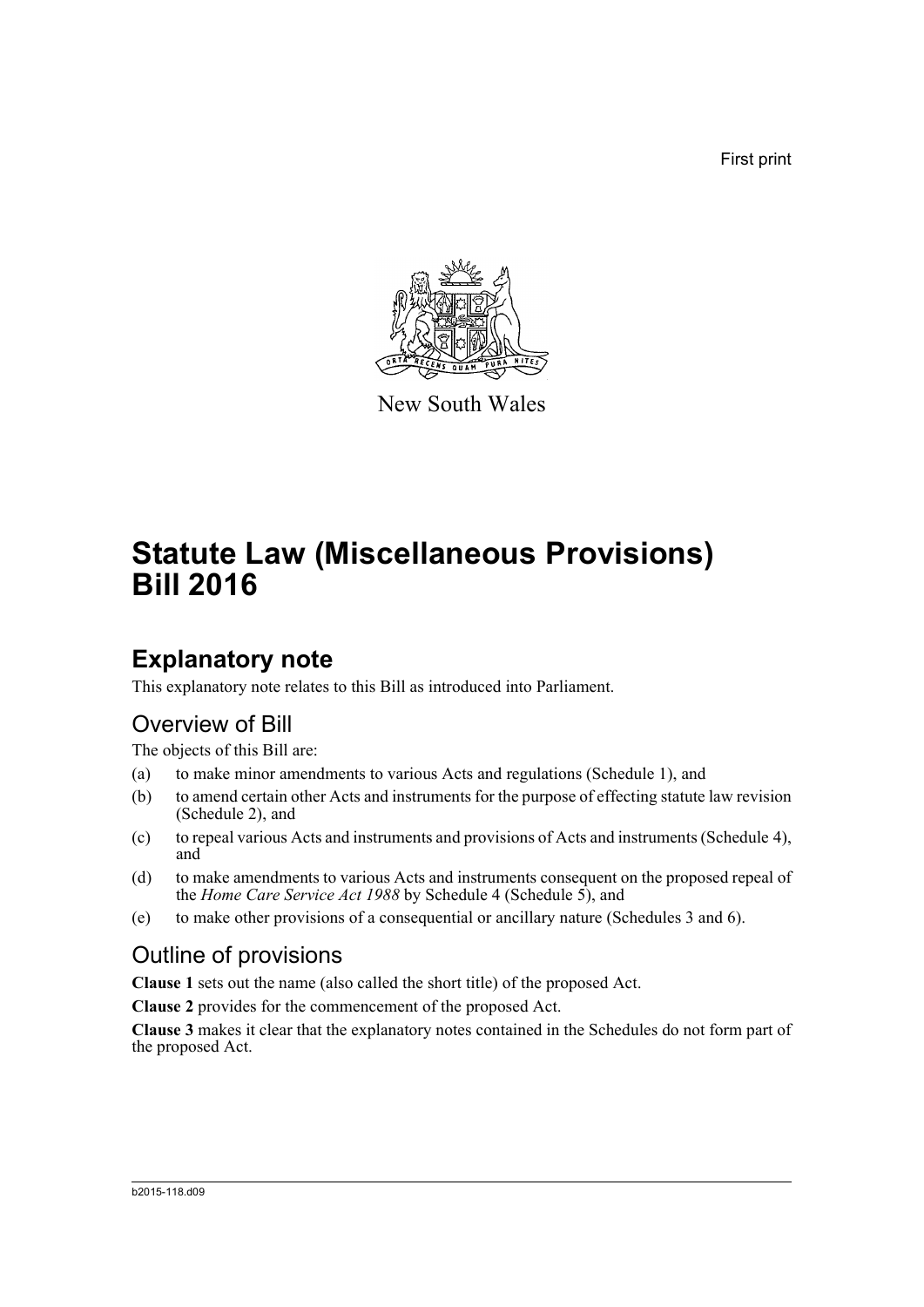First print

New South Wales

# Statute Law (Miscellaneous Provisions) Bill 2016

## Explanatory note

This explanatory note relates to this Bill as introduced into Parliament.

### Overview of Bill

The objects of this Bill are:

(a) to make minor amendments to various Acts and regulations (Schedule 1), and

(b) to amend certain other Acts and instruments for the purpose of effecting statute law revision (Schedule 2), and

(c) to repeal various Acts and instruments and provisions of Acts and instruments (Schedule 4), and

(d) to make amendments to various Acts and instruments consequent on the proposed repeal of the *Home Care Service Act 1988* by Schedule 4 (Schedule 5), and

(e) to make other provisions of a consequential or ancillary nature (Schedules 3 and 6).

### Outline of provisions

**Clause 1** sets out the name (also called the short title) of the proposed Act.

**Clause 2** provides for the commencement of the proposed Act.

**Clause 3** makes it clear that the explanatory notes contained in the Schedules do not form part of the proposed Act.

b2015-118.d09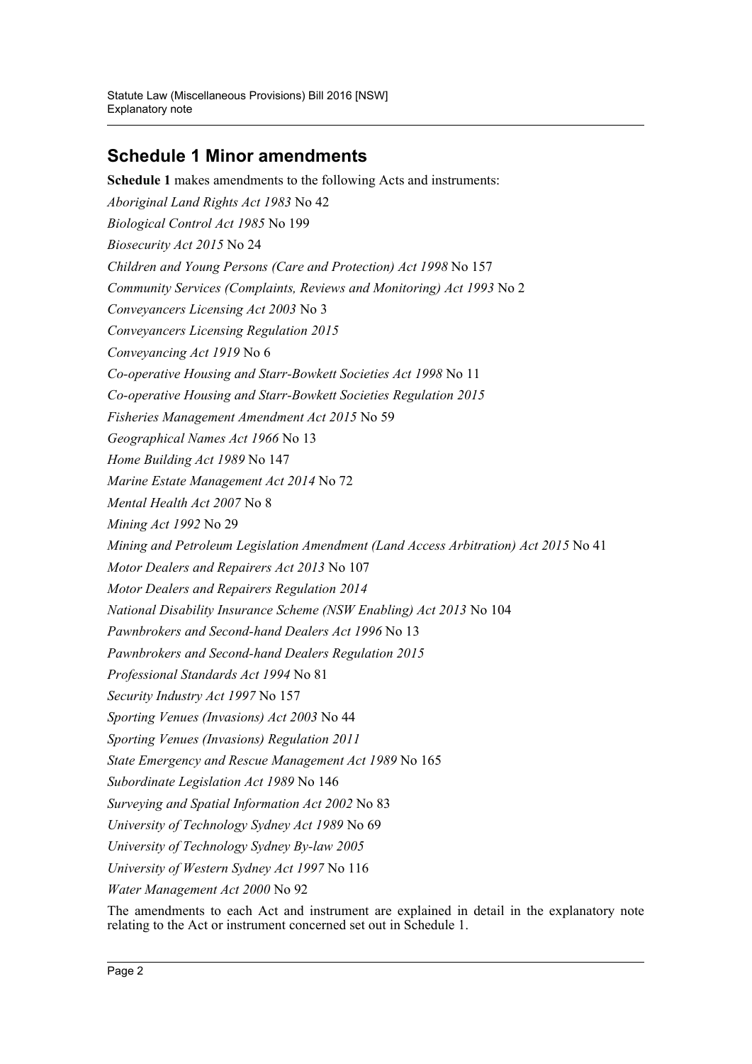## Schedule 1 Minor amendments

**Schedule 1** makes amendments to the following Acts and instruments:

*Aboriginal Land Rights Act 1983* No 42

*Biological Control Act 1985* No 199

*Biosecurity Act 2015* No 24

*Children and Young Persons (Care and Protection) Act 1998* No 157

*Community Services (Complaints, Reviews and Monitoring) Act 1993* No 2

*Conveyancers Licensing Act 2003* No 3

*Conveyancers Licensing Regulation 2015*

*Conveyancing Act 1919* No 6

*Co-operative Housing and Starr-Bowkett Societies Act 1998* No 11

*Co-operative Housing and Starr-Bowkett Societies Regulation 2015*

*Fisheries Management Amendment Act 2015* No 59

*Geographical Names Act 1966* No 13

*Home Building Act 1989* No 147

*Marine Estate Management Act 2014* No 72

*Mental Health Act 2007* No 8

*Mining Act 1992* No 29

*Mining and Petroleum Legislation Amendment (Land Access Arbitration) Act 2015* No 41

*Motor Dealers and Repairers Act 2013* No 107

*Motor Dealers and Repairers Regulation 2014*

*National Disability Insurance Scheme (NSW Enabling) Act 2013* No 104

*Pawnbrokers and Second-hand Dealers Act 1996* No 13

*Pawnbrokers and Second-hand Dealers Regulation 2015*

*Professional Standards Act 1994* No 81

*Security Industry Act 1997* No 157

*Sporting Venues (Invasions) Act 2003* No 44

*Sporting Venues (Invasions) Regulation 2011*

*State Emergency and Rescue Management Act 1989* No 165

*Subordinate Legislation Act 1989* No 146

*Surveying and Spatial Information Act 2002* No 83

*University of Technology Sydney Act 1989* No 69

*University of Technology Sydney By-law 2005*

*University of Western Sydney Act 1997* No 116

*Water Management Act 2000* No 92

The amendments to each Act and instrument are explained in detail in the explanatory note relating to the Act or instrument concerned set out in Schedule 1.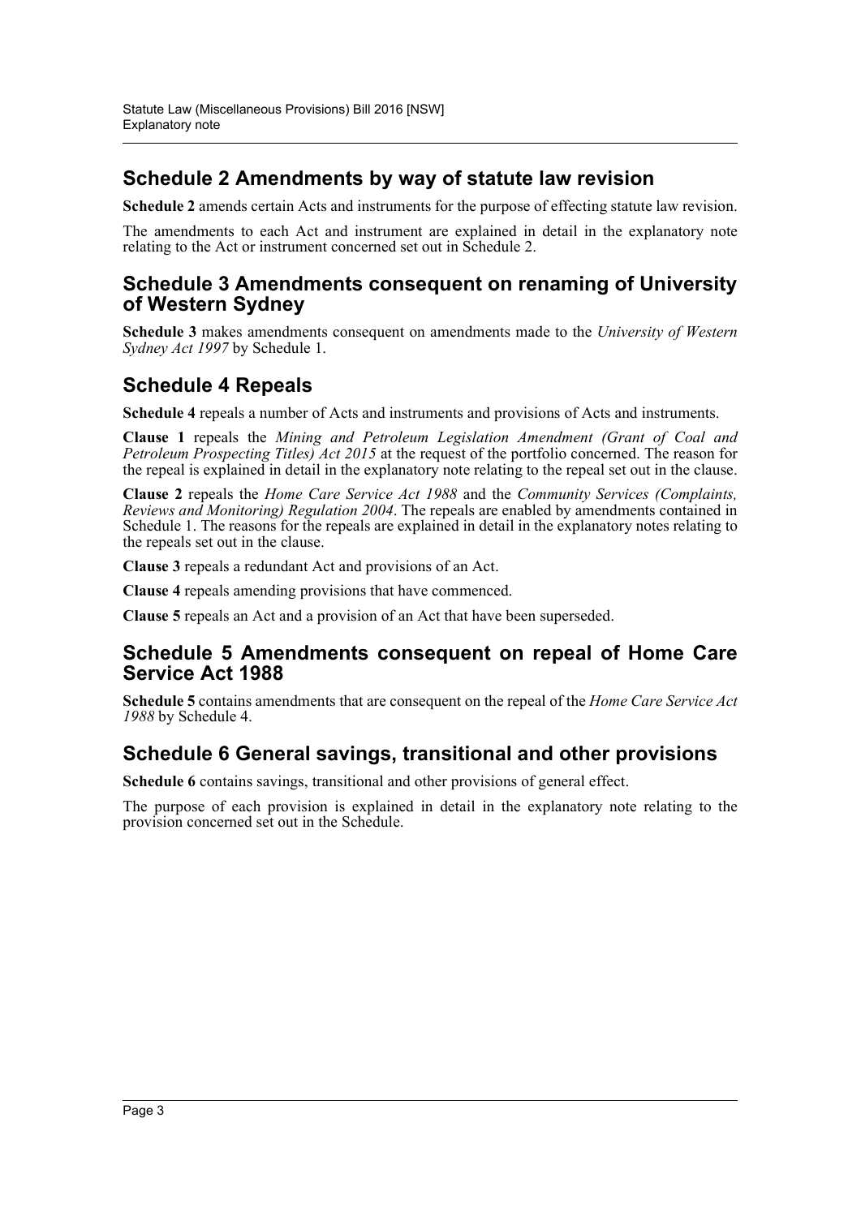## Schedule 2 Amendments by way of statute law revision

**Schedule 2** amends certain Acts and instruments for the purpose of effecting statute law revision.

The amendments to each Act and instrument are explained in detail in the explanatory note relating to the Act or instrument concerned set out in Schedule 2.

## Schedule 3 Amendments consequent on renaming of University of Western Sydney

**Schedule 3** makes amendments consequent on amendments made to the *University of Western Sydney Act 1997* by Schedule 1.

## Schedule 4 Repeals

**Schedule 4** repeals a number of Acts and instruments and provisions of Acts and instruments.

**Clause 1** repeals the *Mining and Petroleum Legislation Amendment (Grant of Coal and Petroleum Prospecting Titles) Act 2015* at the request of the portfolio concerned. The reason for the repeal is explained in detail in the explanatory note relating to the repeal set out in the clause.

**Clause 2** repeals the *Home Care Service Act 1988* and the *Community Services (Complaints, Reviews and Monitoring) Regulation 2004*. The repeals are enabled by amendments contained in Schedule 1. The reasons for the repeals are explained in detail in the explanatory notes relating to the repeals set out in the clause.

**Clause 3** repeals a redundant Act and provisions of an Act.

**Clause 4** repeals amending provisions that have commenced.

**Clause 5** repeals an Act and a provision of an Act that have been superseded.

## Schedule 5 Amendments consequent on repeal of Home Care Service Act 1988

**Schedule 5** contains amendments that are consequent on the repeal of the *Home Care Service Act 1988* by Schedule 4.

## Schedule 6 General savings, transitional and other provisions

**Schedule 6** contains savings, transitional and other provisions of general effect.

The purpose of each provision is explained in detail in the explanatory note relating to the provision concerned set out in the Schedule.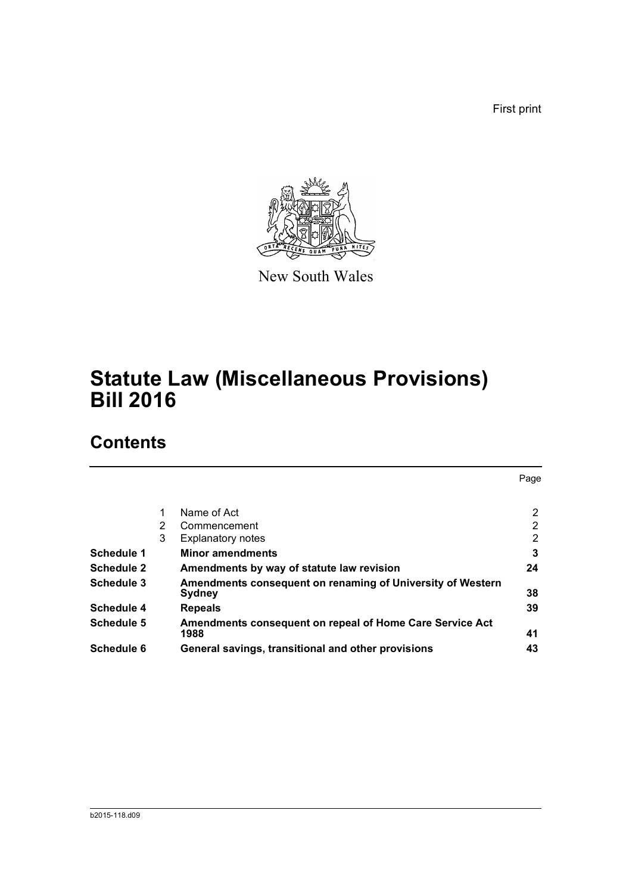First print

New South Wales

# Statute Law (Miscellaneous Provisions) Bill 2016

## Contents

| | | | Page |
|---|---|---|---|
| | 1 | Name of Act | 2 |
| | 2 | Commencement | 2 |
| | 3 | Explanatory notes | 2 |
| **Schedule 1** | | **Minor amendments** | **3** |
| **Schedule 2** | | **Amendments by way of statute law revision** | **24** |
| **Schedule 3** | | **Amendments consequent on renaming of University of Western Sydney** | **38** |
| **Schedule 4** | | **Repeals** | **39** |
| **Schedule 5** | | **Amendments consequent on repeal of Home Care Service Act 1988** | **41** |
| **Schedule 6** | | **General savings, transitional and other provisions** | **43** |

b2015-118.d09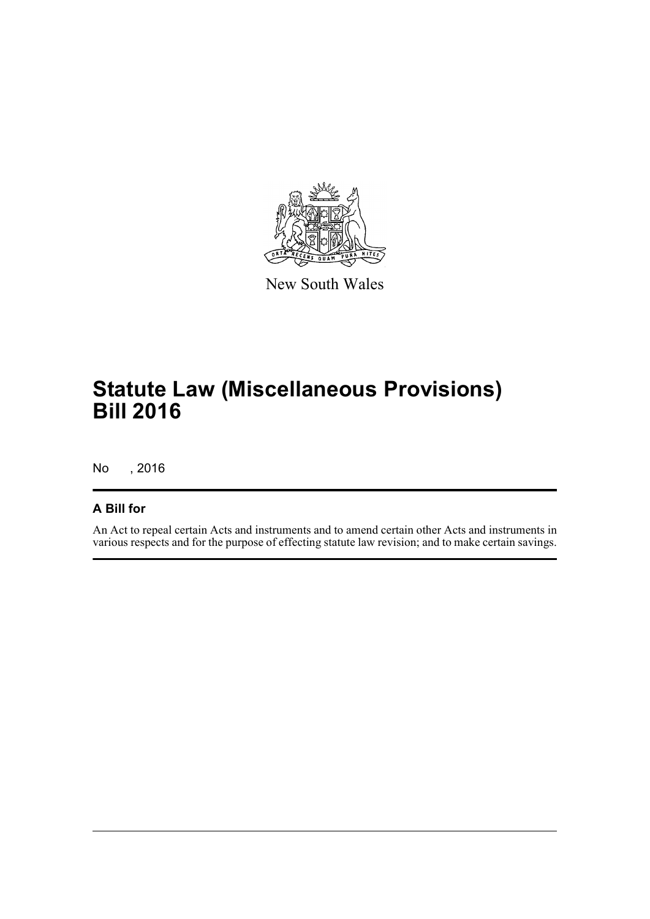New South Wales

# Statute Law (Miscellaneous Provisions) Bill 2016

No , 2016

## A Bill for

An Act to repeal certain Acts and instruments and to amend certain other Acts and instruments in various respects and for the purpose of effecting statute law revision; and to make certain savings.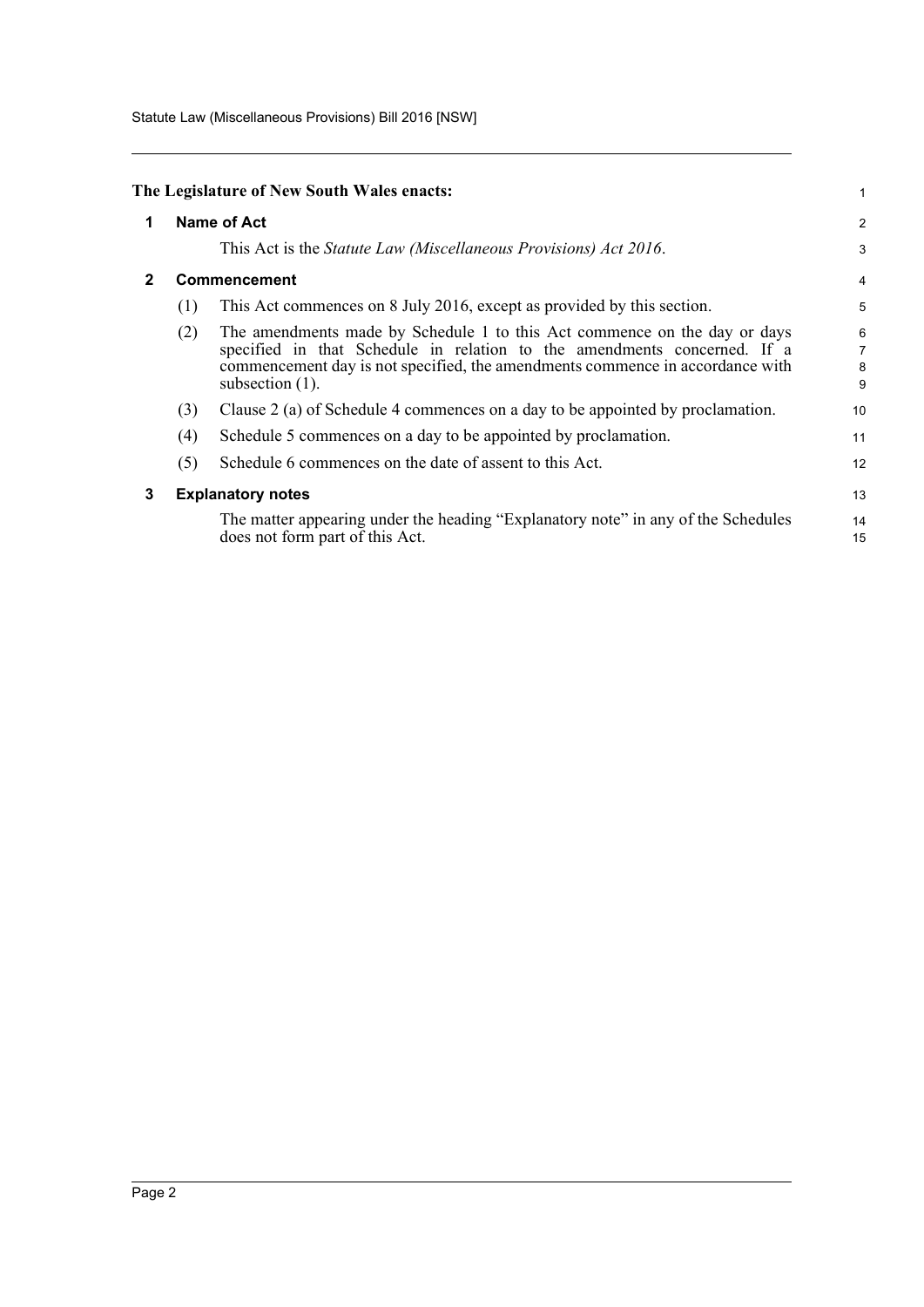**The Legislature of New South Wales enacts:**

## 1 Name of Act

This Act is the *Statute Law (Miscellaneous Provisions) Act 2016*.

## 2 Commencement

(1) This Act commences on 8 July 2016, except as provided by this section.

(2) The amendments made by Schedule 1 to this Act commence on the day or days specified in that Schedule in relation to the amendments concerned. If a commencement day is not specified, the amendments commence in accordance with subsection (1).

(3) Clause 2 (a) of Schedule 4 commences on a day to be appointed by proclamation.

(4) Schedule 5 commences on a day to be appointed by proclamation.

(5) Schedule 6 commences on the date of assent to this Act.

## 3 Explanatory notes

The matter appearing under the heading "Explanatory note" in any of the Schedules does not form part of this Act.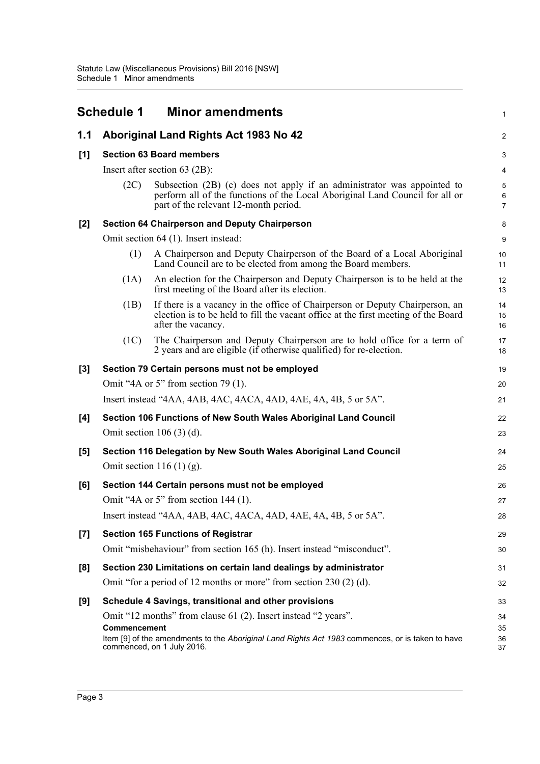# Schedule 1 Minor amendments

## 1.1 Aboriginal Land Rights Act 1983 No 42

**[1] Section 63 Board members**

Insert after section 63 (2B):

(2C) Subsection (2B) (c) does not apply if an administrator was appointed to perform all of the functions of the Local Aboriginal Land Council for all or part of the relevant 12-month period.

**[2] Section 64 Chairperson and Deputy Chairperson**

Omit section 64 (1). Insert instead:

(1) A Chairperson and Deputy Chairperson of the Board of a Local Aboriginal Land Council are to be elected from among the Board members.

(1A) An election for the Chairperson and Deputy Chairperson is to be held at the first meeting of the Board after its election.

(1B) If there is a vacancy in the office of Chairperson or Deputy Chairperson, an election is to be held to fill the vacant office at the first meeting of the Board after the vacancy.

(1C) The Chairperson and Deputy Chairperson are to hold office for a term of 2 years and are eligible (if otherwise qualified) for re-election.

**[3] Section 79 Certain persons must not be employed**

Omit "4A or 5" from section 79 (1).

Insert instead "4AA, 4AB, 4AC, 4ACA, 4AD, 4AE, 4A, 4B, 5 or 5A".

**[4] Section 106 Functions of New South Wales Aboriginal Land Council**

Omit section 106 (3) (d).

**[5] Section 116 Delegation by New South Wales Aboriginal Land Council**

Omit section 116 (1) (g).

**[6] Section 144 Certain persons must not be employed**

Omit "4A or 5" from section 144 (1).

Insert instead "4AA, 4AB, 4AC, 4ACA, 4AD, 4AE, 4A, 4B, 5 or 5A".

**[7] Section 165 Functions of Registrar**

Omit "misbehaviour" from section 165 (h). Insert instead "misconduct".

**[8] Section 230 Limitations on certain land dealings by administrator**

Omit "for a period of 12 months or more" from section 230 (2) (d).

**[9] Schedule 4 Savings, transitional and other provisions**

Omit "12 months" from clause 61 (2). Insert instead "2 years".

**Commencement**

Item [9] of the amendments to the *Aboriginal Land Rights Act 1983* commences, or is taken to have commenced, on 1 July 2016.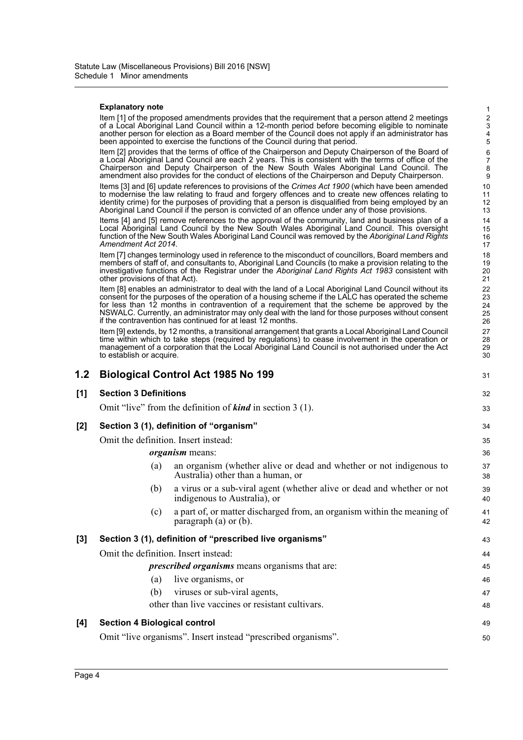**Explanatory note**

Item [1] of the proposed amendments provides that the requirement that a person attend 2 meetings of a Local Aboriginal Land Council within a 12-month period before becoming eligible to nominate another person for election as a Board member of the Council does not apply if an administrator has been appointed to exercise the functions of the Council during that period.

Item [2] provides that the terms of office of the Chairperson and Deputy Chairperson of the Board of a Local Aboriginal Land Council are each 2 years. This is consistent with the terms of office of the Chairperson and Deputy Chairperson of the New South Wales Aboriginal Land Council. The amendment also provides for the conduct of elections of the Chairperson and Deputy Chairperson.

Items [3] and [6] update references to provisions of the *Crimes Act 1900* (which have been amended to modernise the law relating to fraud and forgery offences and to create new offences relating to identity crime) for the purposes of providing that a person is disqualified from being employed by an Aboriginal Land Council if the person is convicted of an offence under any of those provisions.

Items [4] and [5] remove references to the approval of the community, land and business plan of a Local Aboriginal Land Council by the New South Wales Aboriginal Land Council. This oversight function of the New South Wales Aboriginal Land Council was removed by the *Aboriginal Land Rights Amendment Act 2014*.

Item [7] changes terminology used in reference to the misconduct of councillors, Board members and members of staff of, and consultants to, Aboriginal Land Councils (to make a provision relating to the investigative functions of the Registrar under the *Aboriginal Land Rights Act 1983* consistent with other provisions of that Act).

Item [8] enables an administrator to deal with the land of a Local Aboriginal Land Council without its consent for the purposes of the operation of a housing scheme if the LALC has operated the scheme for less than 12 months in contravention of a requirement that the scheme be approved by the NSWALC. Currently, an administrator may only deal with the land for those purposes without consent if the contravention has continued for at least 12 months.

Item [9] extends, by 12 months, a transitional arrangement that grants a Local Aboriginal Land Council time within which to take steps (required by regulations) to cease involvement in the operation or management of a corporation that the Local Aboriginal Land Council is not authorised under the Act to establish or acquire.

## 1.2 Biological Control Act 1985 No 199

### [1] Section 3 Definitions

Omit "live" from the definition of ***kind*** in section 3 (1).

### [2] Section 3 (1), definition of "organism"

Omit the definition. Insert instead:

> ***organism*** means:
>
> (a) an organism (whether alive or dead and whether or not indigenous to Australia) other than a human, or
>
> (b) a virus or a sub-viral agent (whether alive or dead and whether or not indigenous to Australia), or
>
> (c) a part of, or matter discharged from, an organism within the meaning of paragraph (a) or (b).

### [3] Section 3 (1), definition of "prescribed live organisms"

Omit the definition. Insert instead:

> ***prescribed organisms*** means organisms that are:
>
> (a) live organisms, or
>
> (b) viruses or sub-viral agents,
>
> other than live vaccines or resistant cultivars.

### [4] Section 4 Biological control

Omit "live organisms". Insert instead "prescribed organisms".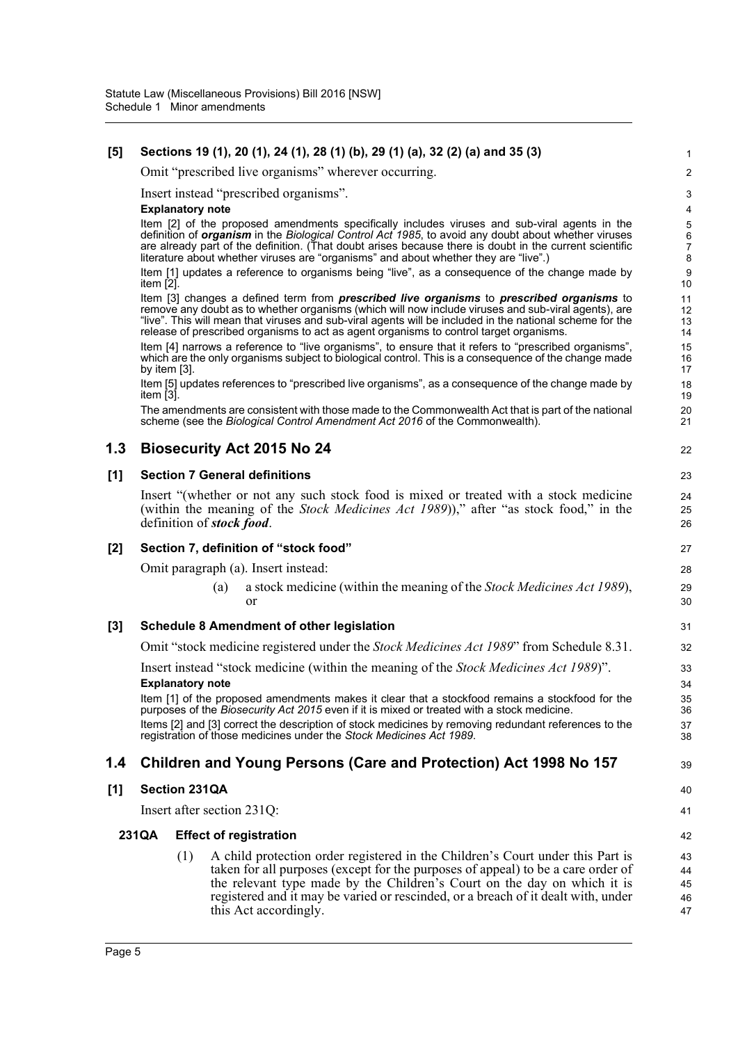**[5] Sections 19 (1), 20 (1), 24 (1), 28 (1) (b), 29 (1) (a), 32 (2) (a) and 35 (3)**

Omit "prescribed live organisms" wherever occurring.

Insert instead "prescribed organisms".

**Explanatory note**

Item [2] of the proposed amendments specifically includes viruses and sub-viral agents in the definition of ***organism*** in the *Biological Control Act 1985*, to avoid any doubt about whether viruses are already part of the definition. (That doubt arises because there is doubt in the current scientific literature about whether viruses are "organisms" and about whether they are "live".)

Item [1] updates a reference to organisms being "live", as a consequence of the change made by item [2].

Item [3] changes a defined term from ***prescribed live organisms*** to ***prescribed organisms*** to remove any doubt as to whether organisms (which will now include viruses and sub-viral agents), are "live". This will mean that viruses and sub-viral agents will be included in the national scheme for the release of prescribed organisms to act as agent organisms to control target organisms.

Item [4] narrows a reference to "live organisms", to ensure that it refers to "prescribed organisms", which are the only organisms subject to biological control. This is a consequence of the change made by item [3].

Item [5] updates references to "prescribed live organisms", as a consequence of the change made by item [3].

The amendments are consistent with those made to the Commonwealth Act that is part of the national scheme (see the *Biological Control Amendment Act 2016* of the Commonwealth).

## 1.3 Biosecurity Act 2015 No 24

**[1] Section 7 General definitions**

Insert "(whether or not any such stock food is mixed or treated with a stock medicine (within the meaning of the *Stock Medicines Act 1989*))," after "as stock food," in the definition of ***stock food***.

**[2] Section 7, definition of "stock food"**

Omit paragraph (a). Insert instead:

(a) a stock medicine (within the meaning of the *Stock Medicines Act 1989*), or

**[3] Schedule 8 Amendment of other legislation**

Omit "stock medicine registered under the *Stock Medicines Act 1989*" from Schedule 8.31.

Insert instead "stock medicine (within the meaning of the *Stock Medicines Act 1989*)".

**Explanatory note**

Item [1] of the proposed amendments makes it clear that a stockfood remains a stockfood for the purposes of the *Biosecurity Act 2015* even if it is mixed or treated with a stock medicine.

Items [2] and [3] correct the description of stock medicines by removing redundant references to the registration of those medicines under the *Stock Medicines Act 1989*.

## 1.4 Children and Young Persons (Care and Protection) Act 1998 No 157

**[1] Section 231QA**

Insert after section 231Q:

**231QA Effect of registration**

(1) A child protection order registered in the Children's Court under this Part is taken for all purposes (except for the purposes of appeal) to be a care order of the relevant type made by the Children's Court on the day on which it is registered and it may be varied or rescinded, or a breach of it dealt with, under this Act accordingly.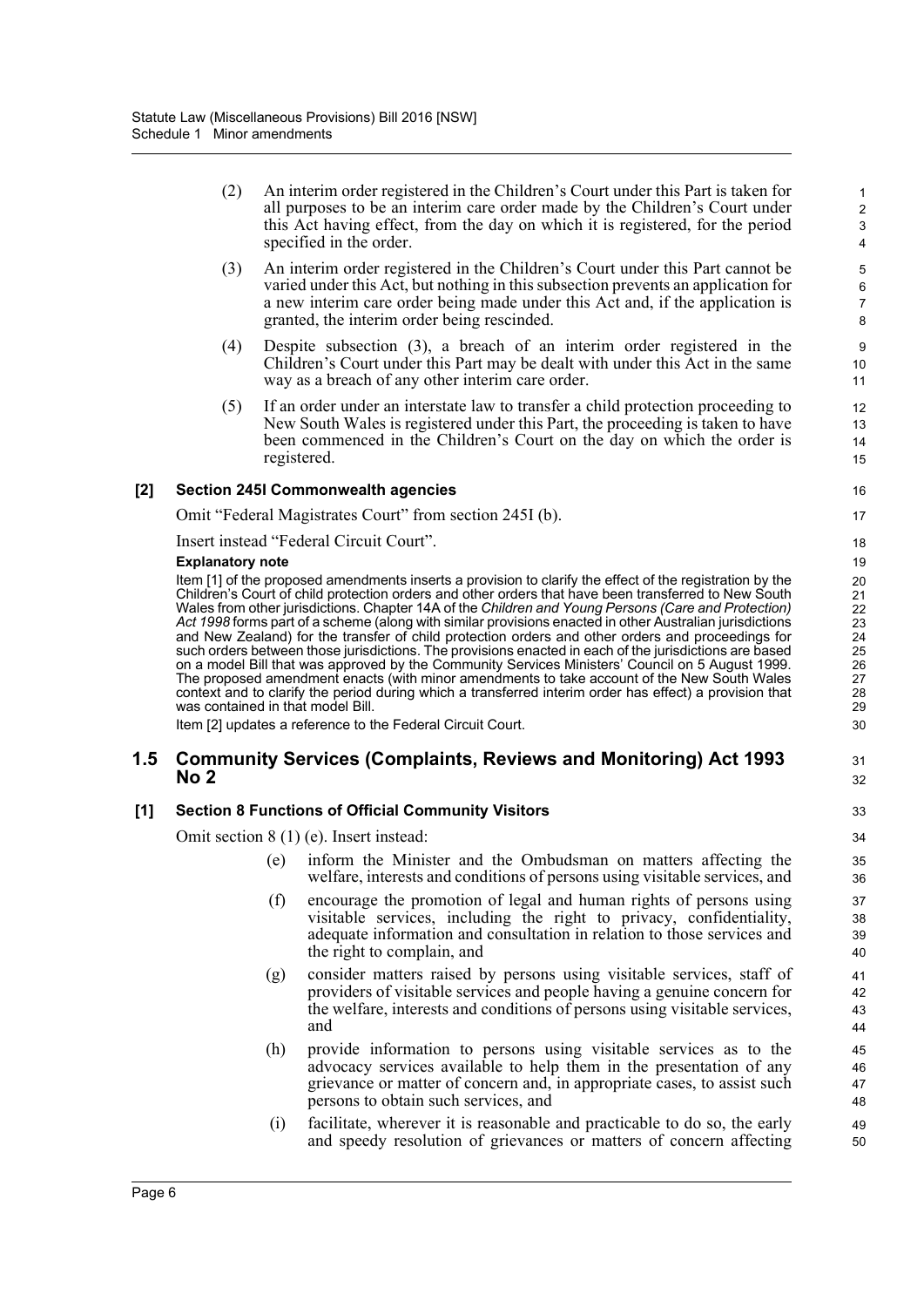(2) An interim order registered in the Children's Court under this Part is taken for all purposes to be an interim care order made by the Children's Court under this Act having effect, from the day on which it is registered, for the period specified in the order.

(3) An interim order registered in the Children's Court under this Part cannot be varied under this Act, but nothing in this subsection prevents an application for a new interim care order being made under this Act and, if the application is granted, the interim order being rescinded.

(4) Despite subsection (3), a breach of an interim order registered in the Children's Court under this Part may be dealt with under this Act in the same way as a breach of any other interim care order.

(5) If an order under an interstate law to transfer a child protection proceeding to New South Wales is registered under this Part, the proceeding is taken to have been commenced in the Children's Court on the day on which the order is registered.

**[2] Section 245I Commonwealth agencies**

Omit "Federal Magistrates Court" from section 245I (b).

Insert instead "Federal Circuit Court".

**Explanatory note**

Item [1] of the proposed amendments inserts a provision to clarify the effect of the registration by the Children's Court of child protection orders and other orders that have been transferred to New South Wales from other jurisdictions. Chapter 14A of the *Children and Young Persons (Care and Protection) Act 1998* forms part of a scheme (along with similar provisions enacted in other Australian jurisdictions and New Zealand) for the transfer of child protection orders and other orders and proceedings for such orders between those jurisdictions. The provisions enacted in each of the jurisdictions are based on a model Bill that was approved by the Community Services Ministers' Council on 5 August 1999. The proposed amendment enacts (with minor amendments to take account of the New South Wales context and to clarify the period during which a transferred interim order has effect) a provision that was contained in that model Bill.

Item [2] updates a reference to the Federal Circuit Court.

## 1.5 Community Services (Complaints, Reviews and Monitoring) Act 1993 No 2

**[1] Section 8 Functions of Official Community Visitors**

Omit section 8 (1) (e). Insert instead:

(e) inform the Minister and the Ombudsman on matters affecting the welfare, interests and conditions of persons using visitable services, and

(f) encourage the promotion of legal and human rights of persons using visitable services, including the right to privacy, confidentiality, adequate information and consultation in relation to those services and the right to complain, and

(g) consider matters raised by persons using visitable services, staff of providers of visitable services and people having a genuine concern for the welfare, interests and conditions of persons using visitable services, and

(h) provide information to persons using visitable services as to the advocacy services available to help them in the presentation of any grievance or matter of concern and, in appropriate cases, to assist such persons to obtain such services, and

(i) facilitate, wherever it is reasonable and practicable to do so, the early and speedy resolution of grievances or matters of concern affecting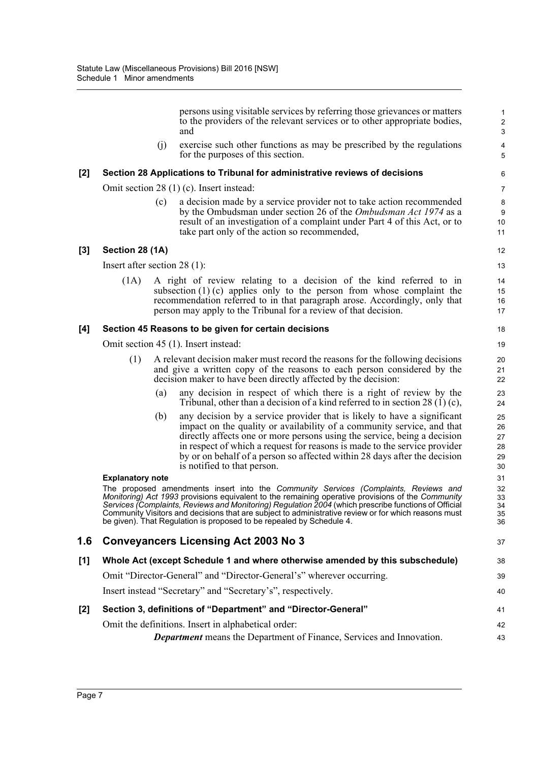persons using visitable services by referring those grievances or matters to the providers of the relevant services or to other appropriate bodies, and

(j) exercise such other functions as may be prescribed by the regulations for the purposes of this section.

**[2] Section 28 Applications to Tribunal for administrative reviews of decisions**

Omit section 28 (1) (c). Insert instead:

(c) a decision made by a service provider not to take action recommended by the Ombudsman under section 26 of the *Ombudsman Act 1974* as a result of an investigation of a complaint under Part 4 of this Act, or to take part only of the action so recommended,

**[3] Section 28 (1A)**

Insert after section 28 (1):

(1A) A right of review relating to a decision of the kind referred to in subsection (1) (c) applies only to the person from whose complaint the recommendation referred to in that paragraph arose. Accordingly, only that person may apply to the Tribunal for a review of that decision.

**[4] Section 45 Reasons to be given for certain decisions**

Omit section 45 (1). Insert instead:

(1) A relevant decision maker must record the reasons for the following decisions and give a written copy of the reasons to each person considered by the decision maker to have been directly affected by the decision:

(a) any decision in respect of which there is a right of review by the Tribunal, other than a decision of a kind referred to in section 28 (1) (c),

(b) any decision by a service provider that is likely to have a significant impact on the quality or availability of a community service, and that directly affects one or more persons using the service, being a decision in respect of which a request for reasons is made to the service provider by or on behalf of a person so affected within 28 days after the decision is notified to that person.

**Explanatory note**

The proposed amendments insert into the *Community Services (Complaints, Reviews and Monitoring) Act 1993* provisions equivalent to the remaining operative provisions of the *Community Services (Complaints, Reviews and Monitoring) Regulation 2004* (which prescribe functions of Official Community Visitors and decisions that are subject to administrative review or for which reasons must be given). That Regulation is proposed to be repealed by Schedule 4.

## 1.6 Conveyancers Licensing Act 2003 No 3

**[1] Whole Act (except Schedule 1 and where otherwise amended by this subschedule)**

Omit "Director-General" and "Director-General's" wherever occurring.

Insert instead "Secretary" and "Secretary's", respectively.

**[2] Section 3, definitions of "Department" and "Director-General"**

Omit the definitions. Insert in alphabetical order:

***Department*** means the Department of Finance, Services and Innovation.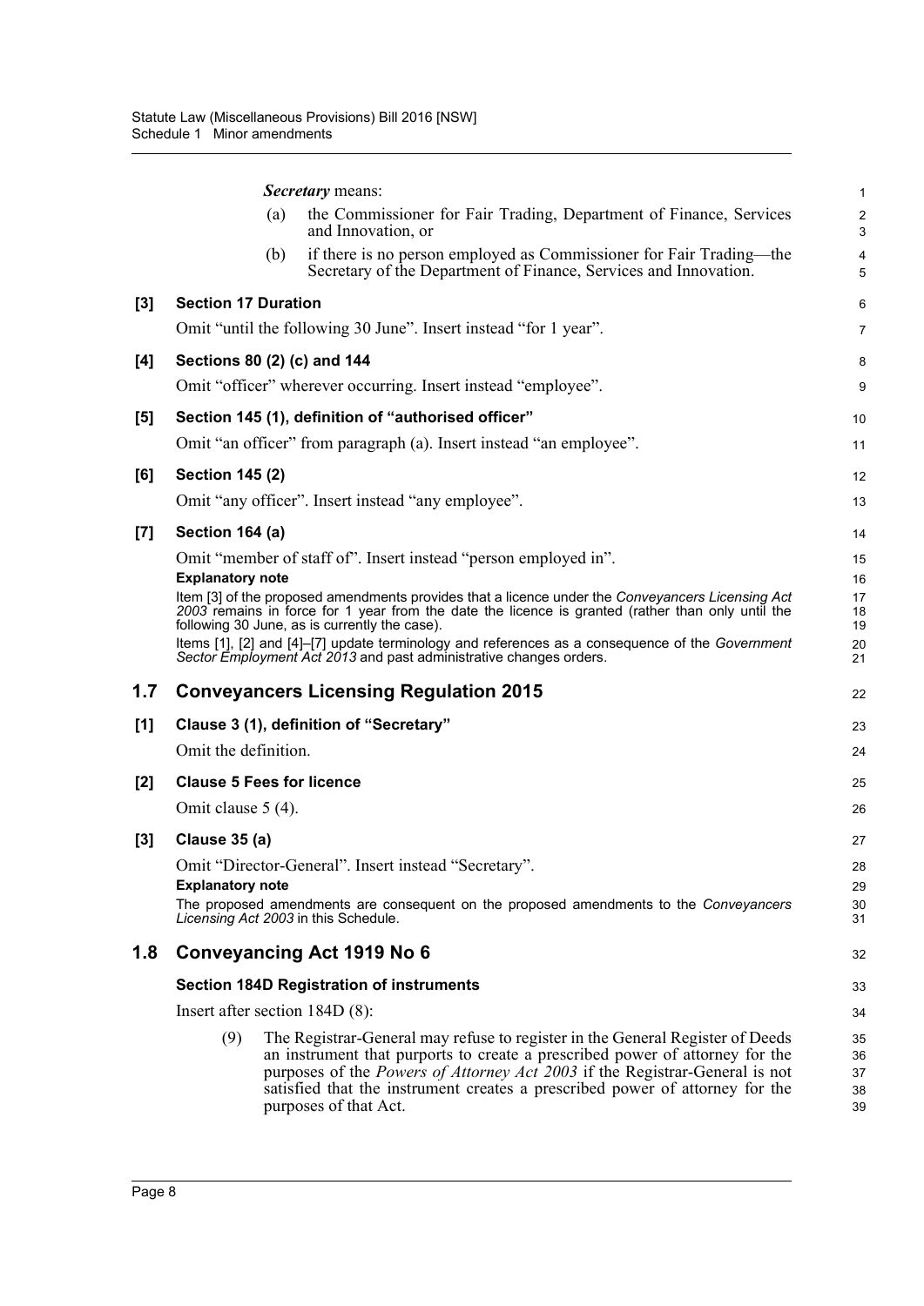***Secretary*** means:

(a) the Commissioner for Fair Trading, Department of Finance, Services and Innovation, or

(b) if there is no person employed as Commissioner for Fair Trading—the Secretary of the Department of Finance, Services and Innovation.

**[3] Section 17 Duration**

Omit "until the following 30 June". Insert instead "for 1 year".

**[4] Sections 80 (2) (c) and 144**

Omit "officer" wherever occurring. Insert instead "employee".

**[5] Section 145 (1), definition of "authorised officer"**

Omit "an officer" from paragraph (a). Insert instead "an employee".

**[6] Section 145 (2)**

Omit "any officer". Insert instead "any employee".

**[7] Section 164 (a)**

Omit "member of staff of". Insert instead "person employed in".

**Explanatory note**

Item [3] of the proposed amendments provides that a licence under the *Conveyancers Licensing Act 2003* remains in force for 1 year from the date the licence is granted (rather than only until the following 30 June, as is currently the case).

Items [1], [2] and [4]–[7] update terminology and references as a consequence of the *Government Sector Employment Act 2013* and past administrative changes orders.

## 1.7 Conveyancers Licensing Regulation 2015

**[1] Clause 3 (1), definition of "Secretary"**

Omit the definition.

**[2] Clause 5 Fees for licence**

Omit clause 5 (4).

**[3] Clause 35 (a)**

Omit "Director-General". Insert instead "Secretary".

**Explanatory note**

The proposed amendments are consequent on the proposed amendments to the *Conveyancers Licensing Act 2003* in this Schedule.

## 1.8 Conveyancing Act 1919 No 6

**Section 184D Registration of instruments**

Insert after section 184D (8):

(9) The Registrar-General may refuse to register in the General Register of Deeds an instrument that purports to create a prescribed power of attorney for the purposes of the *Powers of Attorney Act 2003* if the Registrar-General is not satisfied that the instrument creates a prescribed power of attorney for the purposes of that Act.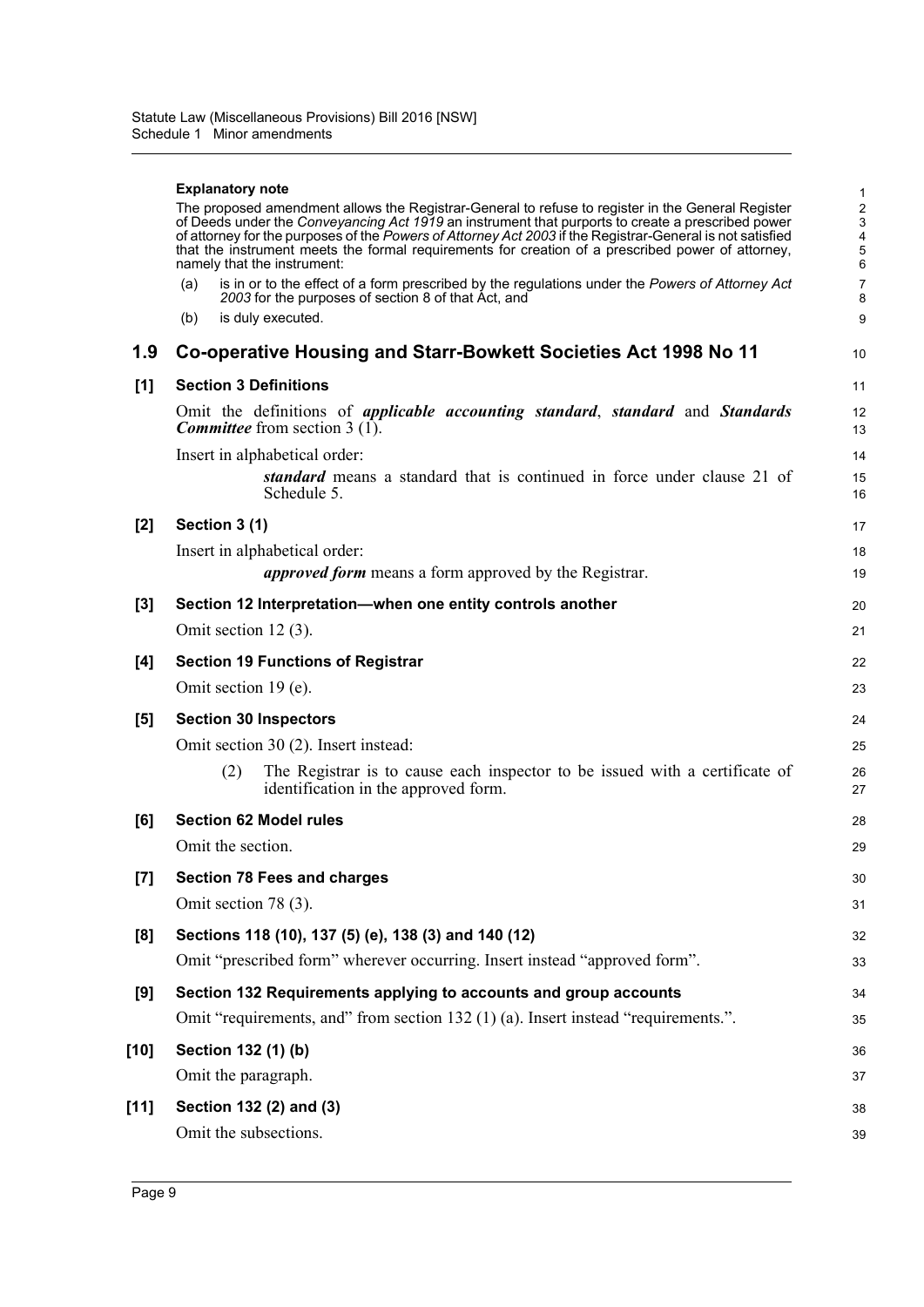**Explanatory note**

The proposed amendment allows the Registrar-General to refuse to register in the General Register of Deeds under the *Conveyancing Act 1919* an instrument that purports to create a prescribed power of attorney for the purposes of the *Powers of Attorney Act 2003* if the Registrar-General is not satisfied that the instrument meets the formal requirements for creation of a prescribed power of attorney, namely that the instrument:

(a) is in or to the effect of a form prescribed by the regulations under the *Powers of Attorney Act 2003* for the purposes of section 8 of that Act, and

(b) is duly executed.

## 1.9 Co-operative Housing and Starr-Bowkett Societies Act 1998 No 11

### [1] Section 3 Definitions

Omit the definitions of ***applicable accounting standard***, ***standard*** and ***Standards Committee*** from section 3 (1).

Insert in alphabetical order:

> ***standard*** means a standard that is continued in force under clause 21 of Schedule 5.

### [2] Section 3 (1)

Insert in alphabetical order:

> ***approved form*** means a form approved by the Registrar.

### [3] Section 12 Interpretation—when one entity controls another

Omit section 12 (3).

### [4] Section 19 Functions of Registrar

Omit section 19 (e).

### [5] Section 30 Inspectors

Omit section 30 (2). Insert instead:

> (2) The Registrar is to cause each inspector to be issued with a certificate of identification in the approved form.

### [6] Section 62 Model rules

Omit the section.

### [7] Section 78 Fees and charges

Omit section 78 (3).

### [8] Sections 118 (10), 137 (5) (e), 138 (3) and 140 (12)

Omit "prescribed form" wherever occurring. Insert instead "approved form".

### [9] Section 132 Requirements applying to accounts and group accounts

Omit "requirements, and" from section 132 (1) (a). Insert instead "requirements.".

### [10] Section 132 (1) (b)

Omit the paragraph.

### [11] Section 132 (2) and (3)

Omit the subsections.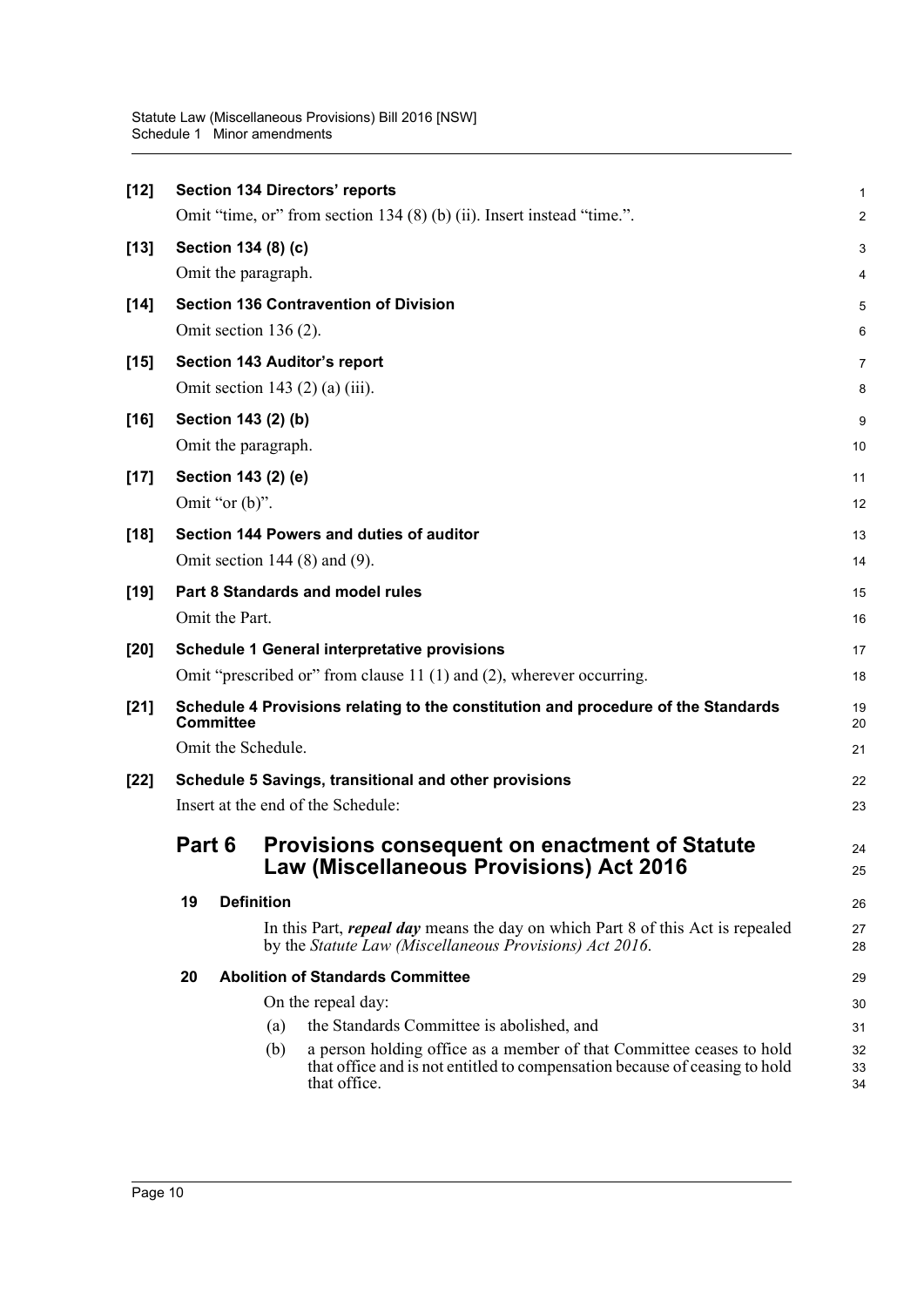**[12] Section 134 Directors' reports**

Omit "time, or" from section 134 (8) (b) (ii). Insert instead "time.".

**[13] Section 134 (8) (c)**

Omit the paragraph.

**[14] Section 136 Contravention of Division**

Omit section 136 (2).

**[15] Section 143 Auditor's report**

Omit section 143 (2) (a) (iii).

**[16] Section 143 (2) (b)**

Omit the paragraph.

**[17] Section 143 (2) (e)**

Omit "or (b)".

**[18] Section 144 Powers and duties of auditor**

Omit section 144 (8) and (9).

**[19] Part 8 Standards and model rules**

Omit the Part.

**[20] Schedule 1 General interpretative provisions**

Omit "prescribed or" from clause 11 (1) and (2), wherever occurring.

**[21] Schedule 4 Provisions relating to the constitution and procedure of the Standards Committee**

Omit the Schedule.

**[22] Schedule 5 Savings, transitional and other provisions**

Insert at the end of the Schedule:

## Part 6 Provisions consequent on enactment of Statute Law (Miscellaneous Provisions) Act 2016

### 19 Definition

In this Part, ***repeal day*** means the day on which Part 8 of this Act is repealed by the *Statute Law (Miscellaneous Provisions) Act 2016*.

### 20 Abolition of Standards Committee

On the repeal day:

(a) the Standards Committee is abolished, and

(b) a person holding office as a member of that Committee ceases to hold that office and is not entitled to compensation because of ceasing to hold that office.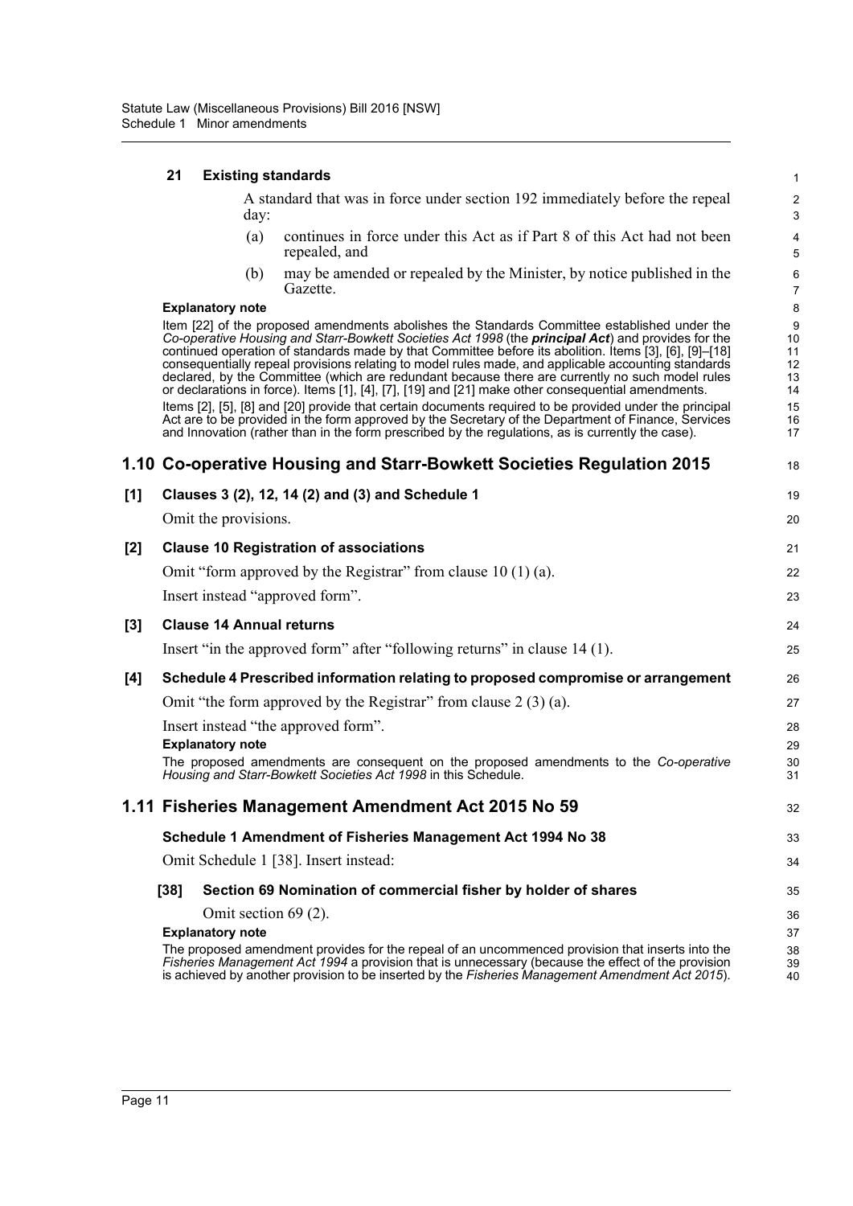**21 Existing standards**

A standard that was in force under section 192 immediately before the repeal day:

(a) continues in force under this Act as if Part 8 of this Act had not been repealed, and

(b) may be amended or repealed by the Minister, by notice published in the Gazette.

**Explanatory note**

Item [22] of the proposed amendments abolishes the Standards Committee established under the *Co-operative Housing and Starr-Bowkett Societies Act 1998* (the ***principal Act***) and provides for the continued operation of standards made by that Committee before its abolition. Items [3], [6], [9]–[18] consequentially repeal provisions relating to model rules made, and applicable accounting standards declared, by the Committee (which are redundant because there are currently no such model rules or declarations in force). Items [1], [4], [7], [19] and [21] make other consequential amendments.

Items [2], [5], [8] and [20] provide that certain documents required to be provided under the principal Act are to be provided in the form approved by the Secretary of the Department of Finance, Services and Innovation (rather than in the form prescribed by the regulations, as is currently the case).

## 1.10 Co-operative Housing and Starr-Bowkett Societies Regulation 2015

**[1] Clauses 3 (2), 12, 14 (2) and (3) and Schedule 1**

Omit the provisions.

**[2] Clause 10 Registration of associations**

Omit "form approved by the Registrar" from clause 10 (1) (a).

Insert instead "approved form".

**[3] Clause 14 Annual returns**

Insert "in the approved form" after "following returns" in clause 14 (1).

**[4] Schedule 4 Prescribed information relating to proposed compromise or arrangement**

Omit "the form approved by the Registrar" from clause 2 (3) (a).

Insert instead "the approved form".

**Explanatory note**

The proposed amendments are consequent on the proposed amendments to the *Co-operative Housing and Starr-Bowkett Societies Act 1998* in this Schedule.

## 1.11 Fisheries Management Amendment Act 2015 No 59

**Schedule 1 Amendment of Fisheries Management Act 1994 No 38**

Omit Schedule 1 [38]. Insert instead:

**[38] Section 69 Nomination of commercial fisher by holder of shares**

Omit section 69 (2).

**Explanatory note**

The proposed amendment provides for the repeal of an uncommenced provision that inserts into the *Fisheries Management Act 1994* a provision that is unnecessary (because the effect of the provision is achieved by another provision to be inserted by the *Fisheries Management Amendment Act 2015*).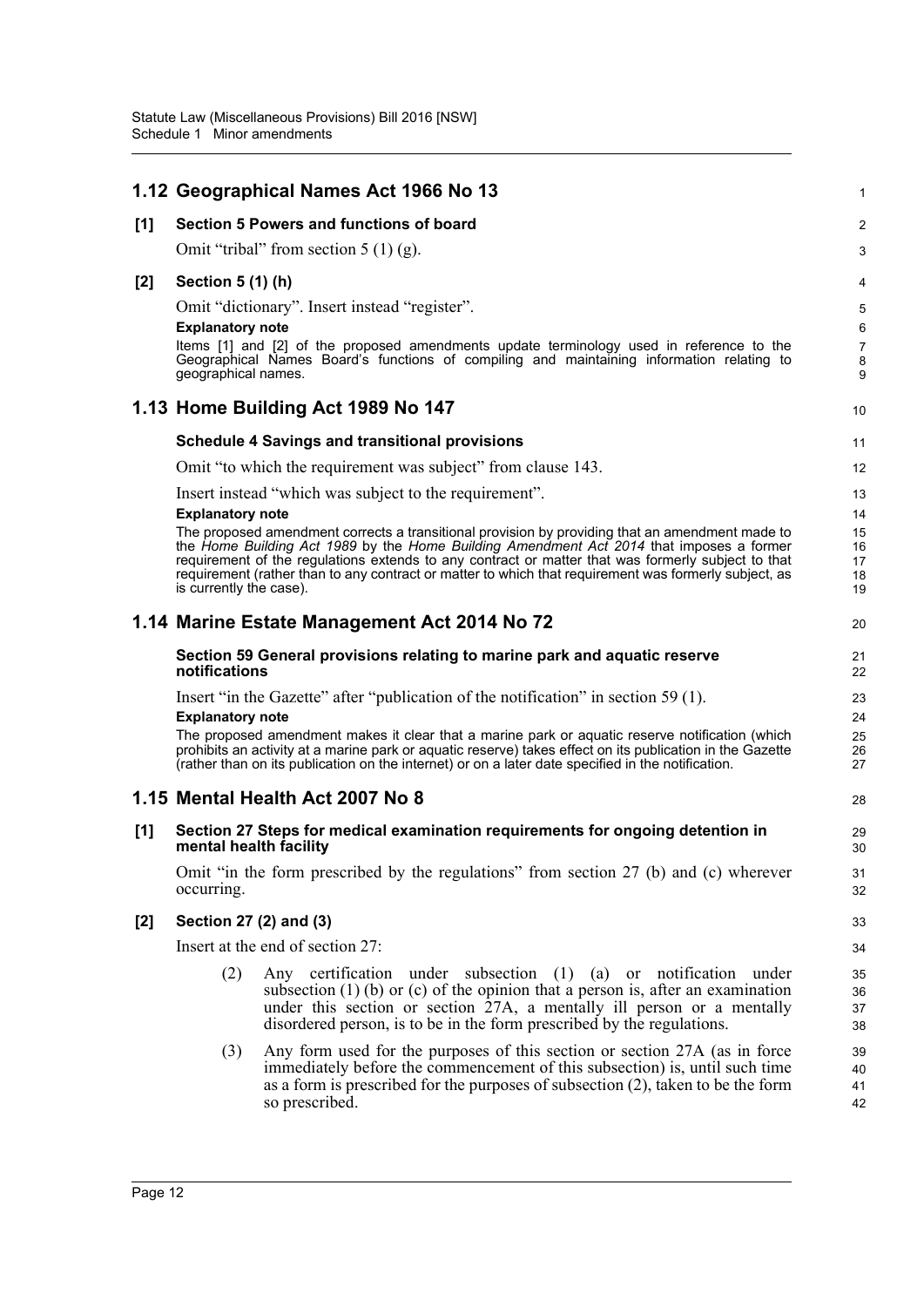## 1.12 Geographical Names Act 1966 No 13

**[1] Section 5 Powers and functions of board**

Omit "tribal" from section 5 (1) (g).

**[2] Section 5 (1) (h)**

Omit "dictionary". Insert instead "register".

**Explanatory note**

Items [1] and [2] of the proposed amendments update terminology used in reference to the Geographical Names Board's functions of compiling and maintaining information relating to geographical names.

## 1.13 Home Building Act 1989 No 147

**Schedule 4 Savings and transitional provisions**

Omit "to which the requirement was subject" from clause 143.

Insert instead "which was subject to the requirement".

**Explanatory note**

The proposed amendment corrects a transitional provision by providing that an amendment made to the *Home Building Act 1989* by the *Home Building Amendment Act 2014* that imposes a former requirement of the regulations extends to any contract or matter that was formerly subject to that requirement (rather than to any contract or matter to which that requirement was formerly subject, as is currently the case).

## 1.14 Marine Estate Management Act 2014 No 72

**Section 59 General provisions relating to marine park and aquatic reserve notifications**

Insert "in the Gazette" after "publication of the notification" in section 59 (1).

**Explanatory note**

The proposed amendment makes it clear that a marine park or aquatic reserve notification (which prohibits an activity at a marine park or aquatic reserve) takes effect on its publication in the Gazette (rather than on its publication on the internet) or on a later date specified in the notification.

## 1.15 Mental Health Act 2007 No 8

**[1] Section 27 Steps for medical examination requirements for ongoing detention in mental health facility**

Omit "in the form prescribed by the regulations" from section 27 (b) and (c) wherever occurring.

**[2] Section 27 (2) and (3)**

Insert at the end of section 27:

(2) Any certification under subsection (1) (a) or notification under subsection (1) (b) or (c) of the opinion that a person is, after an examination under this section or section 27A, a mentally ill person or a mentally disordered person, is to be in the form prescribed by the regulations.

(3) Any form used for the purposes of this section or section 27A (as in force immediately before the commencement of this subsection) is, until such time as a form is prescribed for the purposes of subsection (2), taken to be the form so prescribed.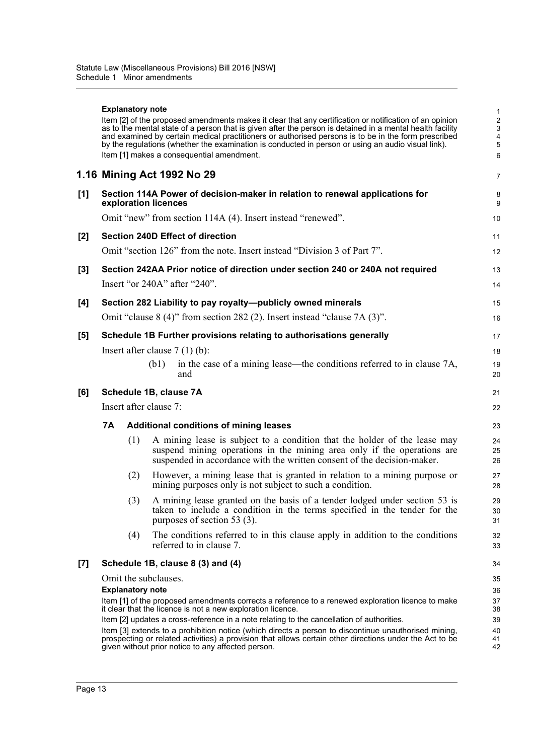**Explanatory note**

Item [2] of the proposed amendments makes it clear that any certification or notification of an opinion as to the mental state of a person that is given after the person is detained in a mental health facility and examined by certain medical practitioners or authorised persons is to be in the form prescribed by the regulations (whether the examination is conducted in person or using an audio visual link).

Item [1] makes a consequential amendment.

## 1.16 Mining Act 1992 No 29

**[1] Section 114A Power of decision-maker in relation to renewal applications for exploration licences**

Omit "new" from section 114A (4). Insert instead "renewed".

**[2] Section 240D Effect of direction**

Omit "section 126" from the note. Insert instead "Division 3 of Part 7".

**[3] Section 242AA Prior notice of direction under section 240 or 240A not required**

Insert "or 240A" after "240".

**[4] Section 282 Liability to pay royalty—publicly owned minerals**

Omit "clause 8 (4)" from section 282 (2). Insert instead "clause 7A (3)".

**[5] Schedule 1B Further provisions relating to authorisations generally**

Insert after clause 7 (1) (b):

(b1) in the case of a mining lease—the conditions referred to in clause 7A, and

**[6] Schedule 1B, clause 7A**

Insert after clause 7:

**7A Additional conditions of mining leases**

(1) A mining lease is subject to a condition that the holder of the lease may suspend mining operations in the mining area only if the operations are suspended in accordance with the written consent of the decision-maker.

(2) However, a mining lease that is granted in relation to a mining purpose or mining purposes only is not subject to such a condition.

(3) A mining lease granted on the basis of a tender lodged under section 53 is taken to include a condition in the terms specified in the tender for the purposes of section 53 (3).

(4) The conditions referred to in this clause apply in addition to the conditions referred to in clause 7.

**[7] Schedule 1B, clause 8 (3) and (4)**

Omit the subclauses.

**Explanatory note**

Item [1] of the proposed amendments corrects a reference to a renewed exploration licence to make it clear that the licence is not a new exploration licence.

Item [2] updates a cross-reference in a note relating to the cancellation of authorities.

Item [3] extends to a prohibition notice (which directs a person to discontinue unauthorised mining, prospecting or related activities) a provision that allows certain other directions under the Act to be given without prior notice to any affected person.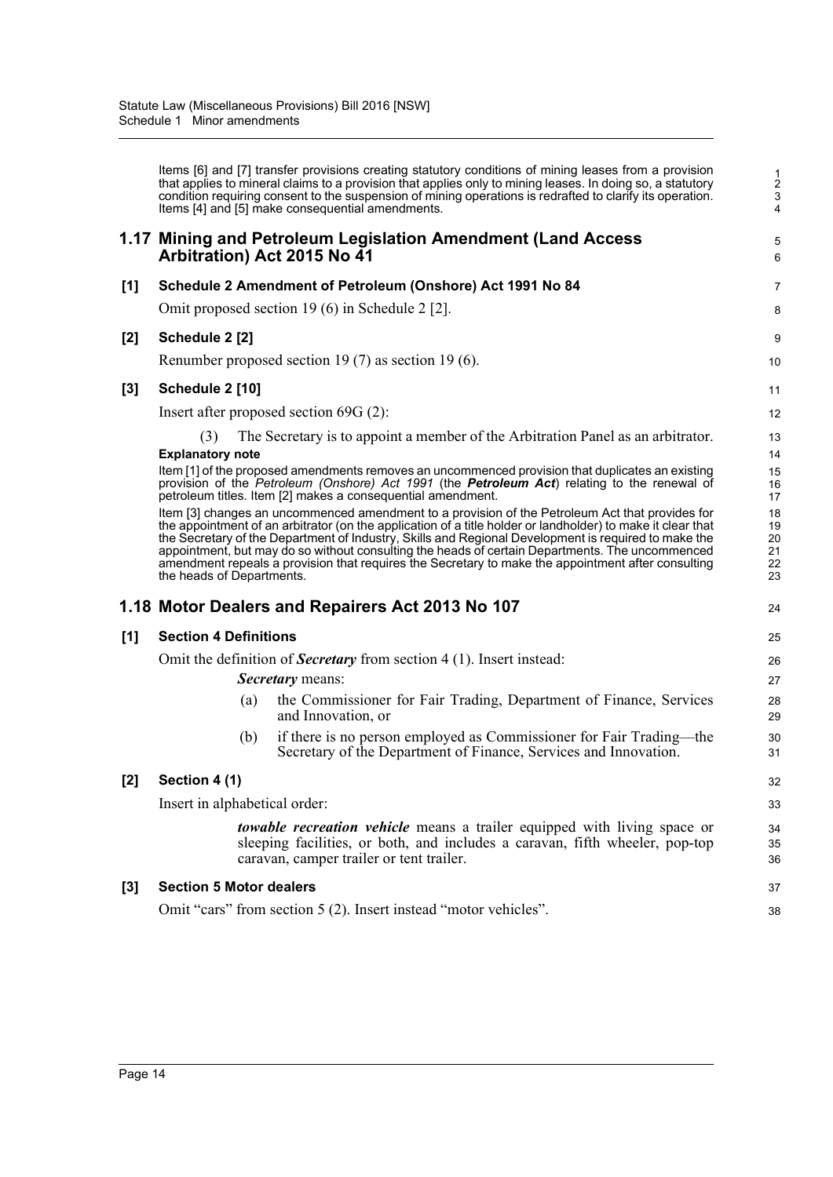Items [6] and [7] transfer provisions creating statutory conditions of mining leases from a provision that applies to mineral claims to a provision that applies only to mining leases. In doing so, a statutory condition requiring consent to the suspension of mining operations is redrafted to clarify its operation. Items [4] and [5] make consequential amendments.

## 1.17 Mining and Petroleum Legislation Amendment (Land Access Arbitration) Act 2015 No 41

**[1] Schedule 2 Amendment of Petroleum (Onshore) Act 1991 No 84**

Omit proposed section 19 (6) in Schedule 2 [2].

**[2] Schedule 2 [2]**

Renumber proposed section 19 (7) as section 19 (6).

**[3] Schedule 2 [10]**

Insert after proposed section 69G (2):

(3) The Secretary is to appoint a member of the Arbitration Panel as an arbitrator.

**Explanatory note**

Item [1] of the proposed amendments removes an uncommenced provision that duplicates an existing provision of the *Petroleum (Onshore) Act 1991* (the ***Petroleum Act***) relating to the renewal of petroleum titles. Item [2] makes a consequential amendment.

Item [3] changes an uncommenced amendment to a provision of the Petroleum Act that provides for the appointment of an arbitrator (on the application of a title holder or landholder) to make it clear that the Secretary of the Department of Industry, Skills and Regional Development is required to make the appointment, but may do so without consulting the heads of certain Departments. The uncommenced amendment repeals a provision that requires the Secretary to make the appointment after consulting the heads of Departments.

## 1.18 Motor Dealers and Repairers Act 2013 No 107

**[1] Section 4 Definitions**

Omit the definition of ***Secretary*** from section 4 (1). Insert instead:

***Secretary*** means:

(a) the Commissioner for Fair Trading, Department of Finance, Services and Innovation, or

(b) if there is no person employed as Commissioner for Fair Trading—the Secretary of the Department of Finance, Services and Innovation.

**[2] Section 4 (1)**

Insert in alphabetical order:

***towable recreation vehicle*** means a trailer equipped with living space or sleeping facilities, or both, and includes a caravan, fifth wheeler, pop-top caravan, camper trailer or tent trailer.

**[3] Section 5 Motor dealers**

Omit "cars" from section 5 (2). Insert instead "motor vehicles".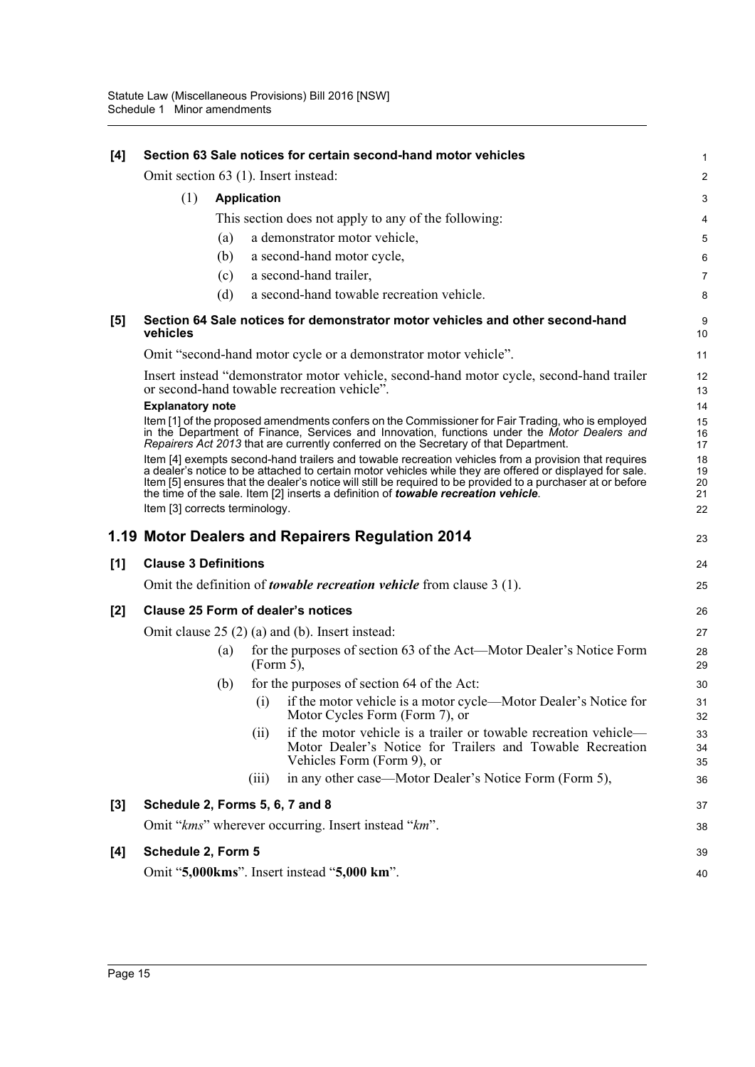**[4] Section 63 Sale notices for certain second-hand motor vehicles**

Omit section 63 (1). Insert instead:

(1) **Application**

This section does not apply to any of the following:

(a) a demonstrator motor vehicle,

(b) a second-hand motor cycle,

(c) a second-hand trailer,

(d) a second-hand towable recreation vehicle.

**[5] Section 64 Sale notices for demonstrator motor vehicles and other second-hand vehicles**

Omit "second-hand motor cycle or a demonstrator motor vehicle".

Insert instead "demonstrator motor vehicle, second-hand motor cycle, second-hand trailer or second-hand towable recreation vehicle".

**Explanatory note**

Item [1] of the proposed amendments confers on the Commissioner for Fair Trading, who is employed in the Department of Finance, Services and Innovation, functions under the *Motor Dealers and Repairers Act 2013* that are currently conferred on the Secretary of that Department.

Item [4] exempts second-hand trailers and towable recreation vehicles from a provision that requires a dealer's notice to be attached to certain motor vehicles while they are offered or displayed for sale. Item [5] ensures that the dealer's notice will still be required to be provided to a purchaser at or before the time of the sale. Item [2] inserts a definition of ***towable recreation vehicle***.

Item [3] corrects terminology.

## 1.19 Motor Dealers and Repairers Regulation 2014

**[1] Clause 3 Definitions**

Omit the definition of ***towable recreation vehicle*** from clause 3 (1).

**[2] Clause 25 Form of dealer's notices**

Omit clause 25 (2) (a) and (b). Insert instead:

(a) for the purposes of section 63 of the Act—Motor Dealer's Notice Form (Form 5),

(b) for the purposes of section 64 of the Act:

(i) if the motor vehicle is a motor cycle—Motor Dealer's Notice for Motor Cycles Form (Form 7), or

(ii) if the motor vehicle is a trailer or towable recreation vehicle—Motor Dealer's Notice for Trailers and Towable Recreation Vehicles Form (Form 9), or

(iii) in any other case—Motor Dealer's Notice Form (Form 5),

**[3] Schedule 2, Forms 5, 6, 7 and 8**

Omit "*kms*" wherever occurring. Insert instead "*km*".

**[4] Schedule 2, Form 5**

Omit "**5,000kms**". Insert instead "**5,000 km**".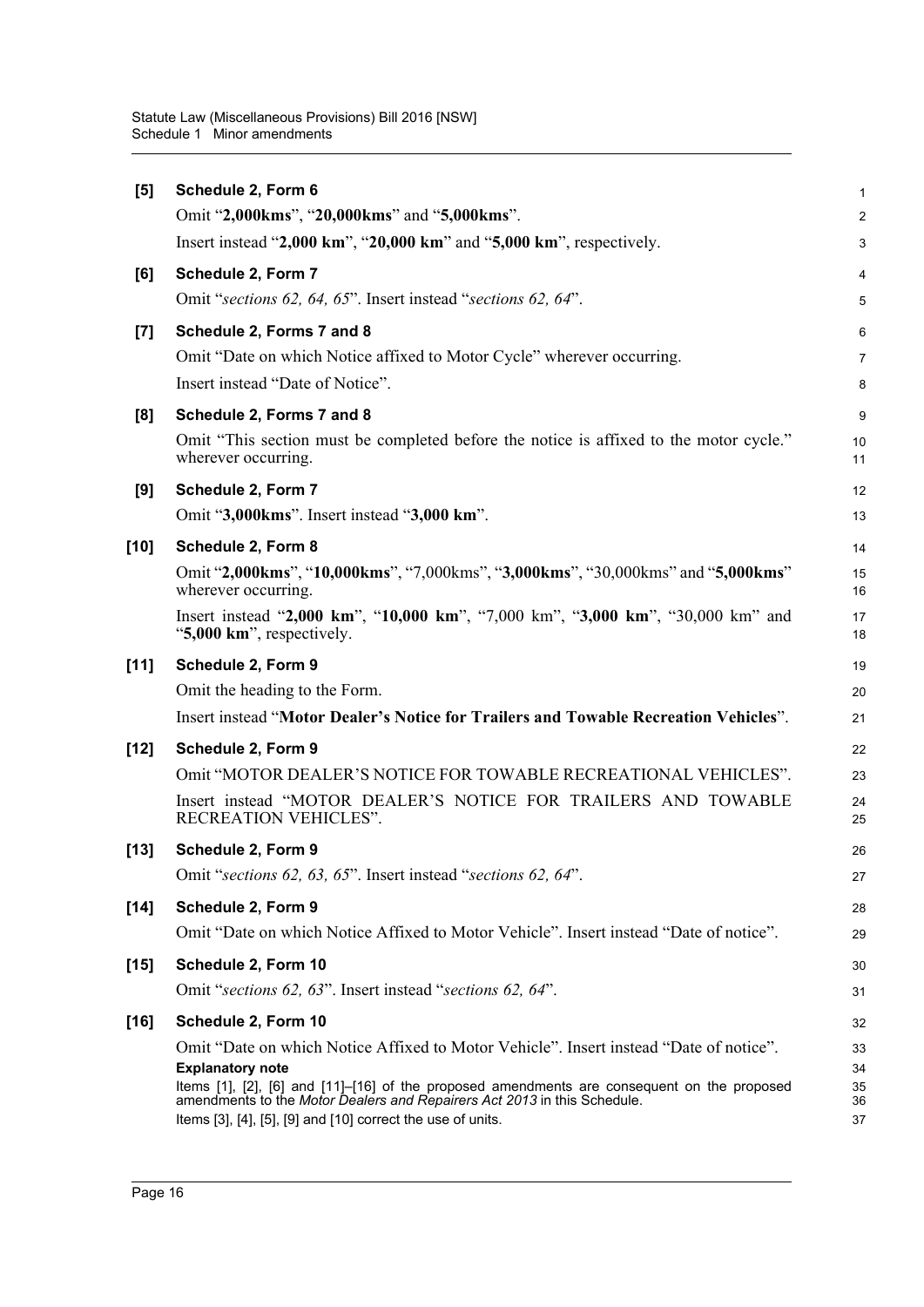**[5] Schedule 2, Form 6**

Omit "**2,000kms**", "**20,000kms**" and "**5,000kms**".

Insert instead "**2,000 km**", "**20,000 km**" and "**5,000 km**", respectively.

**[6] Schedule 2, Form 7**

Omit "*sections 62, 64, 65*". Insert instead "*sections 62, 64*".

**[7] Schedule 2, Forms 7 and 8**

Omit "Date on which Notice affixed to Motor Cycle" wherever occurring.

Insert instead "Date of Notice".

**[8] Schedule 2, Forms 7 and 8**

Omit "This section must be completed before the notice is affixed to the motor cycle." wherever occurring.

**[9] Schedule 2, Form 7**

Omit "**3,000kms**". Insert instead "**3,000 km**".

**[10] Schedule 2, Form 8**

Omit "**2,000kms**", "**10,000kms**", "7,000kms", "**3,000kms**", "30,000kms" and "**5,000kms**" wherever occurring.

Insert instead "**2,000 km**", "**10,000 km**", "7,000 km", "**3,000 km**", "30,000 km" and "**5,000 km**", respectively.

**[11] Schedule 2, Form 9**

Omit the heading to the Form.

Insert instead "**Motor Dealer's Notice for Trailers and Towable Recreation Vehicles**".

**[12] Schedule 2, Form 9**

Omit "MOTOR DEALER'S NOTICE FOR TOWABLE RECREATIONAL VEHICLES".

Insert instead "MOTOR DEALER'S NOTICE FOR TRAILERS AND TOWABLE RECREATION VEHICLES".

**[13] Schedule 2, Form 9**

Omit "*sections 62, 63, 65*". Insert instead "*sections 62, 64*".

**[14] Schedule 2, Form 9**

Omit "Date on which Notice Affixed to Motor Vehicle". Insert instead "Date of notice".

**[15] Schedule 2, Form 10**

Omit "*sections 62, 63*". Insert instead "*sections 62, 64*".

**[16] Schedule 2, Form 10**

Omit "Date on which Notice Affixed to Motor Vehicle". Insert instead "Date of notice".

**Explanatory note**

Items [1], [2], [6] and [11]–[16] of the proposed amendments are consequent on the proposed amendments to the *Motor Dealers and Repairers Act 2013* in this Schedule.

Items [3], [4], [5], [9] and [10] correct the use of units.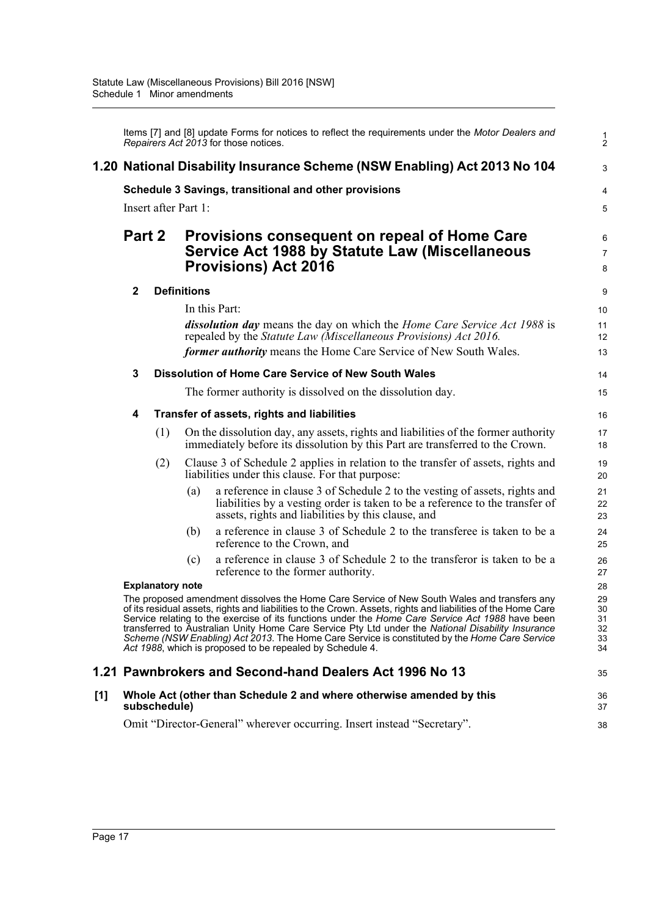Items [7] and [8] update Forms for notices to reflect the requirements under the *Motor Dealers and Repairers Act 2013* for those notices.

## 1.20 National Disability Insurance Scheme (NSW Enabling) Act 2013 No 104

**Schedule 3 Savings, transitional and other provisions**

Insert after Part 1:

# Part 2 Provisions consequent on repeal of Home Care Service Act 1988 by Statute Law (Miscellaneous Provisions) Act 2016

**2 Definitions**

In this Part:

***dissolution day*** means the day on which the *Home Care Service Act 1988* is repealed by the *Statute Law (Miscellaneous Provisions) Act 2016.*

***former authority*** means the Home Care Service of New South Wales.

**3 Dissolution of Home Care Service of New South Wales**

The former authority is dissolved on the dissolution day.

**4 Transfer of assets, rights and liabilities**

(1) On the dissolution day, any assets, rights and liabilities of the former authority immediately before its dissolution by this Part are transferred to the Crown.

(2) Clause 3 of Schedule 2 applies in relation to the transfer of assets, rights and liabilities under this clause. For that purpose:

(a) a reference in clause 3 of Schedule 2 to the vesting of assets, rights and liabilities by a vesting order is taken to be a reference to the transfer of assets, rights and liabilities by this clause, and

(b) a reference in clause 3 of Schedule 2 to the transferee is taken to be a reference to the Crown, and

(c) a reference in clause 3 of Schedule 2 to the transferor is taken to be a reference to the former authority.

**Explanatory note**

The proposed amendment dissolves the Home Care Service of New South Wales and transfers any of its residual assets, rights and liabilities to the Crown. Assets, rights and liabilities of the Home Care Service relating to the exercise of its functions under the *Home Care Service Act 1988* have been transferred to Australian Unity Home Care Service Pty Ltd under the *National Disability Insurance Scheme (NSW Enabling) Act 2013*. The Home Care Service is constituted by the *Home Care Service Act 1988*, which is proposed to be repealed by Schedule 4.

## 1.21 Pawnbrokers and Second-hand Dealers Act 1996 No 13

**[1] Whole Act (other than Schedule 2 and where otherwise amended by this subschedule)**

Omit "Director-General" wherever occurring. Insert instead "Secretary".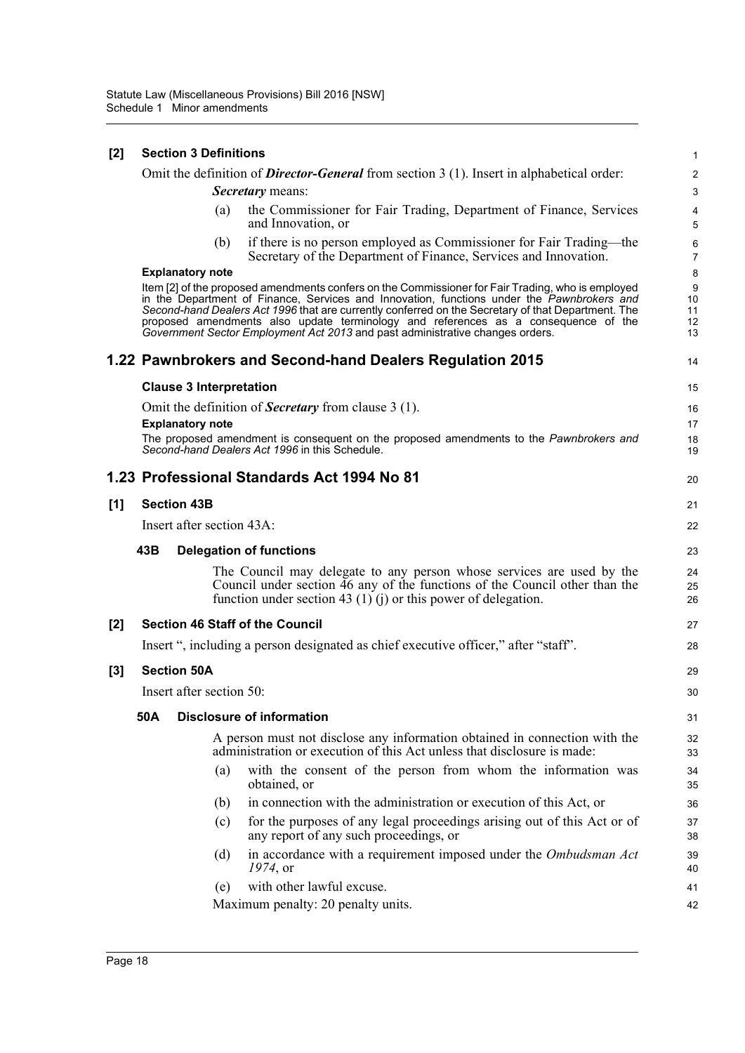**[2] Section 3 Definitions**

Omit the definition of ***Director-General*** from section 3 (1). Insert in alphabetical order:

***Secretary*** means:

(a) the Commissioner for Fair Trading, Department of Finance, Services and Innovation, or

(b) if there is no person employed as Commissioner for Fair Trading—the Secretary of the Department of Finance, Services and Innovation.

**Explanatory note**

Item [2] of the proposed amendments confers on the Commissioner for Fair Trading, who is employed in the Department of Finance, Services and Innovation, functions under the *Pawnbrokers and Second-hand Dealers Act 1996* that are currently conferred on the Secretary of that Department. The proposed amendments also update terminology and references as a consequence of the *Government Sector Employment Act 2013* and past administrative changes orders.

## 1.22 Pawnbrokers and Second-hand Dealers Regulation 2015

**Clause 3 Interpretation**

Omit the definition of ***Secretary*** from clause 3 (1).

**Explanatory note**

The proposed amendment is consequent on the proposed amendments to the *Pawnbrokers and Second-hand Dealers Act 1996* in this Schedule.

## 1.23 Professional Standards Act 1994 No 81

**[1] Section 43B**

Insert after section 43A:

**43B Delegation of functions**

The Council may delegate to any person whose services are used by the Council under section 46 any of the functions of the Council other than the function under section 43 (1) (j) or this power of delegation.

**[2] Section 46 Staff of the Council**

Insert ", including a person designated as chief executive officer," after "staff".

**[3] Section 50A**

Insert after section 50:

**50A Disclosure of information**

A person must not disclose any information obtained in connection with the administration or execution of this Act unless that disclosure is made:

(a) with the consent of the person from whom the information was obtained, or

(b) in connection with the administration or execution of this Act, or

(c) for the purposes of any legal proceedings arising out of this Act or of any report of any such proceedings, or

(d) in accordance with a requirement imposed under the *Ombudsman Act 1974*, or

(e) with other lawful excuse.

Maximum penalty: 20 penalty units.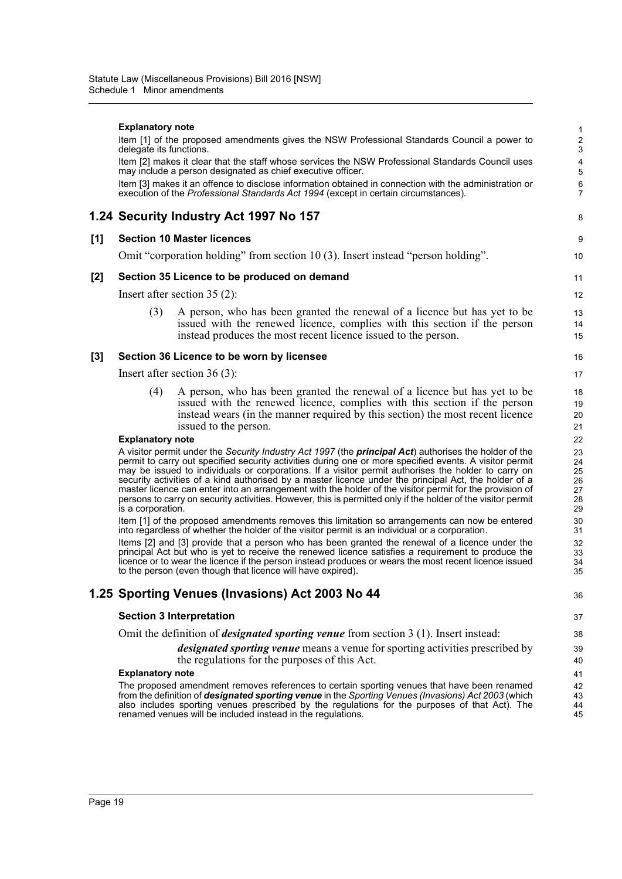**Explanatory note**

Item [1] of the proposed amendments gives the NSW Professional Standards Council a power to delegate its functions.

Item [2] makes it clear that the staff whose services the NSW Professional Standards Council uses may include a person designated as chief executive officer.

Item [3] makes it an offence to disclose information obtained in connection with the administration or execution of the *Professional Standards Act 1994* (except in certain circumstances).

## 1.24 Security Industry Act 1997 No 157

### [1] Section 10 Master licences

Omit "corporation holding" from section 10 (3). Insert instead "person holding".

### [2] Section 35 Licence to be produced on demand

Insert after section 35 (2):

(3) A person, who has been granted the renewal of a licence but has yet to be issued with the renewed licence, complies with this section if the person instead produces the most recent licence issued to the person.

### [3] Section 36 Licence to be worn by licensee

Insert after section 36 (3):

(4) A person, who has been granted the renewal of a licence but has yet to be issued with the renewed licence, complies with this section if the person instead wears (in the manner required by this section) the most recent licence issued to the person.

**Explanatory note**

A visitor permit under the *Security Industry Act 1997* (the ***principal Act***) authorises the holder of the permit to carry out specified security activities during one or more specified events. A visitor permit may be issued to individuals or corporations. If a visitor permit authorises the holder to carry on security activities of a kind authorised by a master licence under the principal Act, the holder of a master licence can enter into an arrangement with the holder of the visitor permit for the provision of persons to carry on security activities. However, this is permitted only if the holder of the visitor permit is a corporation.

Item [1] of the proposed amendments removes this limitation so arrangements can now be entered into regardless of whether the holder of the visitor permit is an individual or a corporation.

Items [2] and [3] provide that a person who has been granted the renewal of a licence under the principal Act but who is yet to receive the renewed licence satisfies a requirement to produce the licence or to wear the licence if the person instead produces or wears the most recent licence issued to the person (even though that licence will have expired).

## 1.25 Sporting Venues (Invasions) Act 2003 No 44

### Section 3 Interpretation

Omit the definition of ***designated sporting venue*** from section 3 (1). Insert instead:

***designated sporting venue*** means a venue for sporting activities prescribed by the regulations for the purposes of this Act.

**Explanatory note**

The proposed amendment removes references to certain sporting venues that have been renamed from the definition of ***designated sporting venue*** in the *Sporting Venues (Invasions) Act 2003* (which also includes sporting venues prescribed by the regulations for the purposes of that Act). The renamed venues will be included instead in the regulations.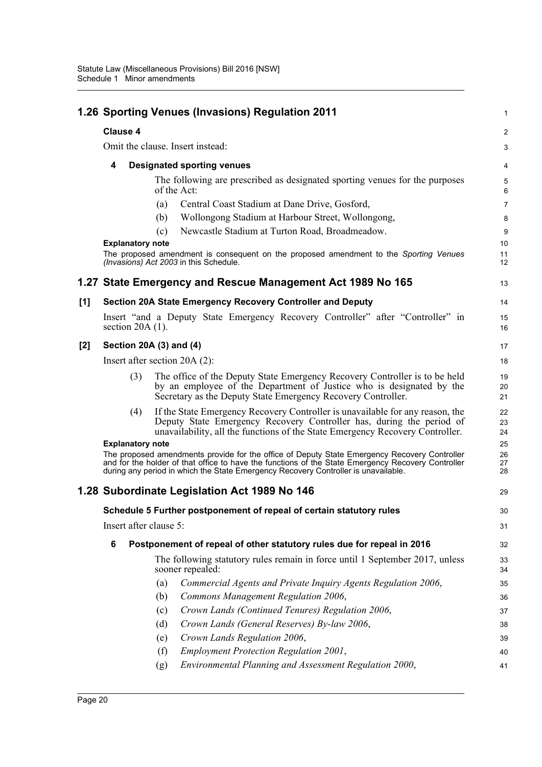## 1.26 Sporting Venues (Invasions) Regulation 2011

### Clause 4

Omit the clause. Insert instead:

#### 4 Designated sporting venues

The following are prescribed as designated sporting venues for the purposes of the Act:

(a) Central Coast Stadium at Dane Drive, Gosford,

(b) Wollongong Stadium at Harbour Street, Wollongong,

(c) Newcastle Stadium at Turton Road, Broadmeadow.

**Explanatory note**

The proposed amendment is consequent on the proposed amendment to the *Sporting Venues (Invasions) Act 2003* in this Schedule.

## 1.27 State Emergency and Rescue Management Act 1989 No 165

### [1] Section 20A State Emergency Recovery Controller and Deputy

Insert "and a Deputy State Emergency Recovery Controller" after "Controller" in section 20A (1).

### [2] Section 20A (3) and (4)

Insert after section 20A (2):

(3) The office of the Deputy State Emergency Recovery Controller is to be held by an employee of the Department of Justice who is designated by the Secretary as the Deputy State Emergency Recovery Controller.

(4) If the State Emergency Recovery Controller is unavailable for any reason, the Deputy State Emergency Recovery Controller has, during the period of unavailability, all the functions of the State Emergency Recovery Controller.

**Explanatory note**

The proposed amendments provide for the office of Deputy State Emergency Recovery Controller and for the holder of that office to have the functions of the State Emergency Recovery Controller during any period in which the State Emergency Recovery Controller is unavailable.

## 1.28 Subordinate Legislation Act 1989 No 146

### Schedule 5 Further postponement of repeal of certain statutory rules

Insert after clause 5:

#### 6 Postponement of repeal of other statutory rules due for repeal in 2016

The following statutory rules remain in force until 1 September 2017, unless sooner repealed:

(a) *Commercial Agents and Private Inquiry Agents Regulation 2006*,

(b) *Commons Management Regulation 2006*,

(c) *Crown Lands (Continued Tenures) Regulation 2006*,

(d) *Crown Lands (General Reserves) By-law 2006*,

(e) *Crown Lands Regulation 2006*,

(f) *Employment Protection Regulation 2001*,

(g) *Environmental Planning and Assessment Regulation 2000*,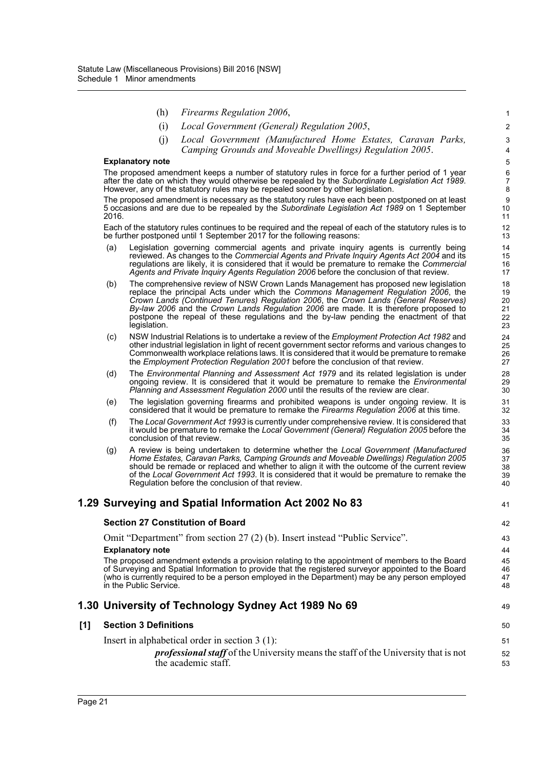(h) *Firearms Regulation 2006*,

(i) *Local Government (General) Regulation 2005*,

(j) *Local Government (Manufactured Home Estates, Caravan Parks, Camping Grounds and Moveable Dwellings) Regulation 2005*.

**Explanatory note**

The proposed amendment keeps a number of statutory rules in force for a further period of 1 year after the date on which they would otherwise be repealed by the *Subordinate Legislation Act 1989*. However, any of the statutory rules may be repealed sooner by other legislation.

The proposed amendment is necessary as the statutory rules have each been postponed on at least 5 occasions and are due to be repealed by the *Subordinate Legislation Act 1989* on 1 September 2016.

Each of the statutory rules continues to be required and the repeal of each of the statutory rules is to be further postponed until 1 September 2017 for the following reasons:

(a) Legislation governing commercial agents and private inquiry agents is currently being reviewed. As changes to the *Commercial Agents and Private Inquiry Agents Act 2004* and its regulations are likely, it is considered that it would be premature to remake the *Commercial Agents and Private Inquiry Agents Regulation 2006* before the conclusion of that review.

(b) The comprehensive review of NSW Crown Lands Management has proposed new legislation replace the principal Acts under which the *Commons Management Regulation 2006*, the *Crown Lands (Continued Tenures) Regulation 2006*, the *Crown Lands (General Reserves) By-law 2006* and the *Crown Lands Regulation 2006* are made. It is therefore proposed to postpone the repeal of these regulations and the by-law pending the enactment of that legislation.

(c) NSW Industrial Relations is to undertake a review of the *Employment Protection Act 1982* and other industrial legislation in light of recent government sector reforms and various changes to Commonwealth workplace relations laws. It is considered that it would be premature to remake the *Employment Protection Regulation 2001* before the conclusion of that review.

(d) The *Environmental Planning and Assessment Act 1979* and its related legislation is under ongoing review. It is considered that it would be premature to remake the *Environmental Planning and Assessment Regulation 2000* until the results of the review are clear.

(e) The legislation governing firearms and prohibited weapons is under ongoing review. It is considered that it would be premature to remake the *Firearms Regulation 2006* at this time.

(f) The *Local Government Act 1993* is currently under comprehensive review. It is considered that it would be premature to remake the *Local Government (General) Regulation 2005* before the conclusion of that review.

(g) A review is being undertaken to determine whether the *Local Government (Manufactured Home Estates, Caravan Parks, Camping Grounds and Moveable Dwellings) Regulation 2005* should be remade or replaced and whether to align it with the outcome of the current review of the *Local Government Act 1993*. It is considered that it would be premature to remake the Regulation before the conclusion of that review.

## 1.29 Surveying and Spatial Information Act 2002 No 83

### Section 27 Constitution of Board

Omit "Department" from section 27 (2) (b). Insert instead "Public Service".

**Explanatory note**

The proposed amendment extends a provision relating to the appointment of members to the Board of Surveying and Spatial Information to provide that the registered surveyor appointed to the Board (who is currently required to be a person employed in the Department) may be any person employed in the Public Service.

## 1.30 University of Technology Sydney Act 1989 No 69

### [1] Section 3 Definitions

Insert in alphabetical order in section 3 (1):

> ***professional staff*** of the University means the staff of the University that is not the academic staff.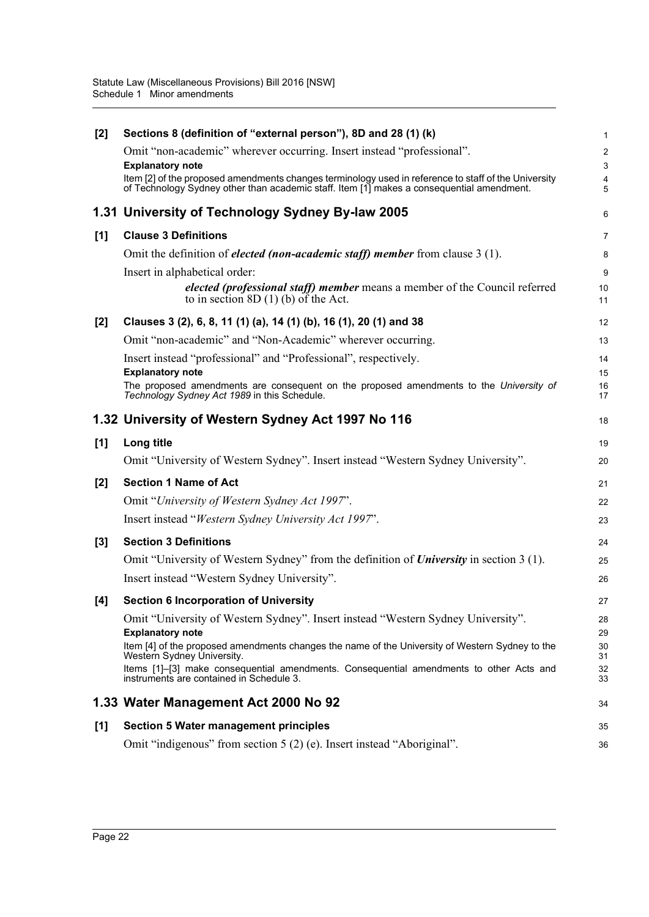**[2] Sections 8 (definition of "external person"), 8D and 28 (1) (k)**

Omit "non-academic" wherever occurring. Insert instead "professional".

**Explanatory note**

Item [2] of the proposed amendments changes terminology used in reference to staff of the University of Technology Sydney other than academic staff. Item [1] makes a consequential amendment.

## 1.31 University of Technology Sydney By-law 2005

**[1] Clause 3 Definitions**

Omit the definition of ***elected (non-academic staff) member*** from clause 3 (1).

Insert in alphabetical order:

> ***elected (professional staff) member*** means a member of the Council referred to in section 8D (1) (b) of the Act.

**[2] Clauses 3 (2), 6, 8, 11 (1) (a), 14 (1) (b), 16 (1), 20 (1) and 38**

Omit "non-academic" and "Non-Academic" wherever occurring.

Insert instead "professional" and "Professional", respectively.

**Explanatory note**

The proposed amendments are consequent on the proposed amendments to the *University of Technology Sydney Act 1989* in this Schedule.

## 1.32 University of Western Sydney Act 1997 No 116

**[1] Long title**

Omit "University of Western Sydney". Insert instead "Western Sydney University".

**[2] Section 1 Name of Act**

Omit "*University of Western Sydney Act 1997*".

Insert instead "*Western Sydney University Act 1997*".

**[3] Section 3 Definitions**

Omit "University of Western Sydney" from the definition of ***University*** in section 3 (1).

Insert instead "Western Sydney University".

**[4] Section 6 Incorporation of University**

Omit "University of Western Sydney". Insert instead "Western Sydney University".

**Explanatory note**

Item [4] of the proposed amendments changes the name of the University of Western Sydney to the Western Sydney University.

Items [1]–[3] make consequential amendments. Consequential amendments to other Acts and instruments are contained in Schedule 3.

## 1.33 Water Management Act 2000 No 92

**[1] Section 5 Water management principles**

Omit "indigenous" from section 5 (2) (e). Insert instead "Aboriginal".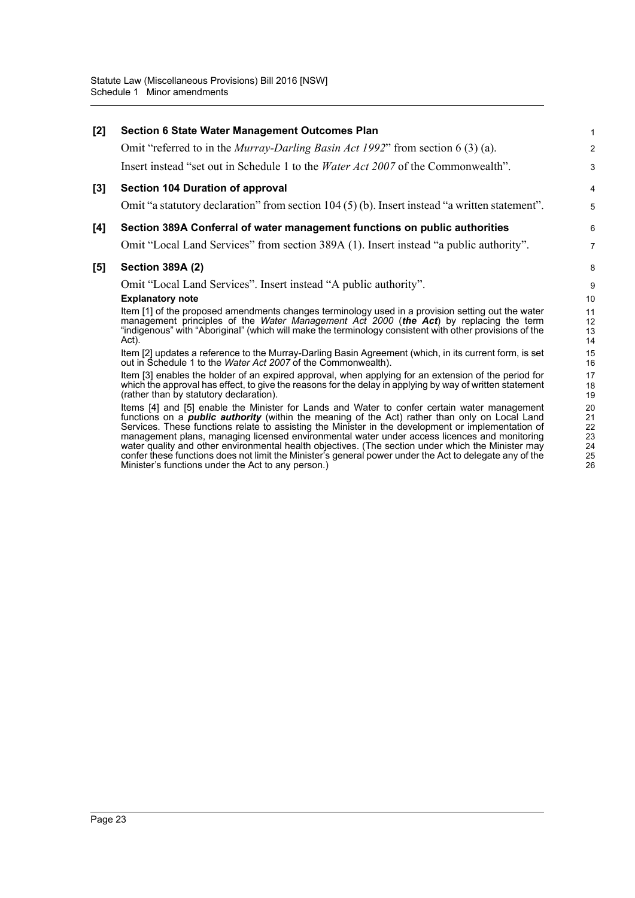**[2] Section 6 State Water Management Outcomes Plan**

Omit "referred to in the *Murray-Darling Basin Act 1992*" from section 6 (3) (a).

Insert instead "set out in Schedule 1 to the *Water Act 2007* of the Commonwealth".

**[3] Section 104 Duration of approval**

Omit "a statutory declaration" from section 104 (5) (b). Insert instead "a written statement".

**[4] Section 389A Conferral of water management functions on public authorities**

Omit "Local Land Services" from section 389A (1). Insert instead "a public authority".

**[5] Section 389A (2)**

Omit "Local Land Services". Insert instead "A public authority".

**Explanatory note**

Item [1] of the proposed amendments changes terminology used in a provision setting out the water management principles of the *Water Management Act 2000* (***the Act***) by replacing the term "indigenous" with "Aboriginal" (which will make the terminology consistent with other provisions of the Act).

Item [2] updates a reference to the Murray-Darling Basin Agreement (which, in its current form, is set out in Schedule 1 to the *Water Act 2007* of the Commonwealth).

Item [3] enables the holder of an expired approval, when applying for an extension of the period for which the approval has effect, to give the reasons for the delay in applying by way of written statement (rather than by statutory declaration).

Items [4] and [5] enable the Minister for Lands and Water to confer certain water management functions on a ***public authority*** (within the meaning of the Act) rather than only on Local Land Services. These functions relate to assisting the Minister in the development or implementation of management plans, managing licensed environmental water under access licences and monitoring water quality and other environmental health objectives. (The section under which the Minister may confer these functions does not limit the Minister's general power under the Act to delegate any of the Minister's functions under the Act to any person.)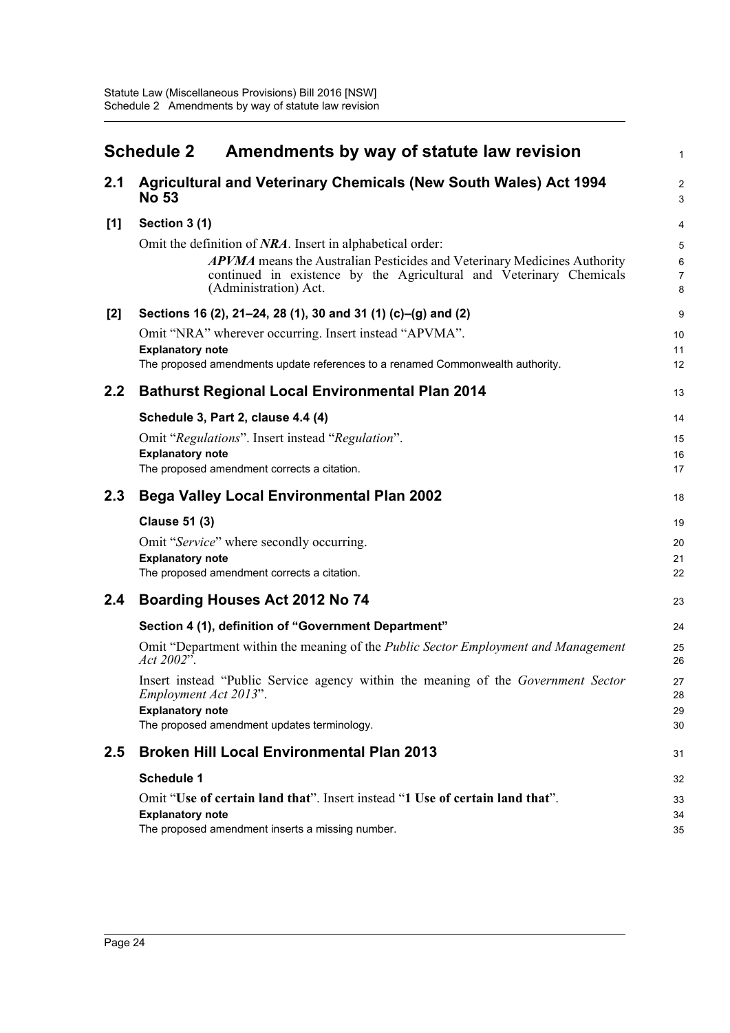# Schedule 2 Amendments by way of statute law revision

## 2.1 Agricultural and Veterinary Chemicals (New South Wales) Act 1994 No 53

### [1] Section 3 (1)

Omit the definition of ***NRA***. Insert in alphabetical order:

> ***APVMA*** means the Australian Pesticides and Veterinary Medicines Authority continued in existence by the Agricultural and Veterinary Chemicals (Administration) Act.

### [2] Sections 16 (2), 21–24, 28 (1), 30 and 31 (1) (c)–(g) and (2)

Omit "NRA" wherever occurring. Insert instead "APVMA".

**Explanatory note**

The proposed amendments update references to a renamed Commonwealth authority.

## 2.2 Bathurst Regional Local Environmental Plan 2014

### Schedule 3, Part 2, clause 4.4 (4)

Omit "*Regulations*". Insert instead "*Regulation*".

**Explanatory note**

The proposed amendment corrects a citation.

## 2.3 Bega Valley Local Environmental Plan 2002

### Clause 51 (3)

Omit "*Service*" where secondly occurring.

**Explanatory note**

The proposed amendment corrects a citation.

## 2.4 Boarding Houses Act 2012 No 74

### Section 4 (1), definition of "Government Department"

Omit "Department within the meaning of the *Public Sector Employment and Management Act 2002*".

Insert instead "Public Service agency within the meaning of the *Government Sector Employment Act 2013*".

**Explanatory note**

The proposed amendment updates terminology.

## 2.5 Broken Hill Local Environmental Plan 2013

### Schedule 1

Omit "**Use of certain land that**". Insert instead "**1 Use of certain land that**".

**Explanatory note**

The proposed amendment inserts a missing number.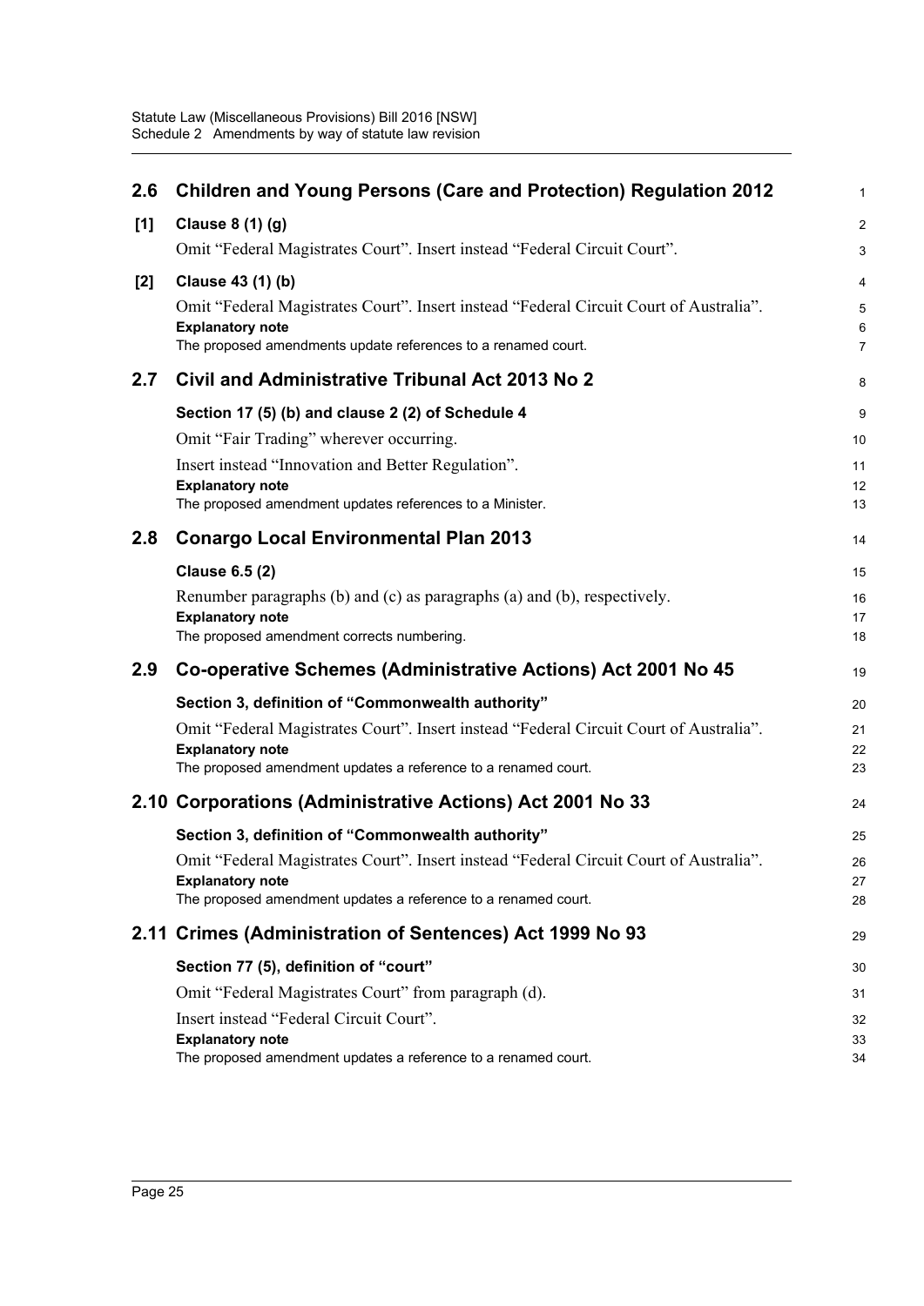## 2.6 Children and Young Persons (Care and Protection) Regulation 2012

**[1] Clause 8 (1) (g)**

Omit "Federal Magistrates Court". Insert instead "Federal Circuit Court".

**[2] Clause 43 (1) (b)**

Omit "Federal Magistrates Court". Insert instead "Federal Circuit Court of Australia".

**Explanatory note**

The proposed amendments update references to a renamed court.

## 2.7 Civil and Administrative Tribunal Act 2013 No 2

**Section 17 (5) (b) and clause 2 (2) of Schedule 4**

Omit "Fair Trading" wherever occurring.

Insert instead "Innovation and Better Regulation".

**Explanatory note**

The proposed amendment updates references to a Minister.

## 2.8 Conargo Local Environmental Plan 2013

**Clause 6.5 (2)**

Renumber paragraphs (b) and (c) as paragraphs (a) and (b), respectively.

**Explanatory note**

The proposed amendment corrects numbering.

## 2.9 Co-operative Schemes (Administrative Actions) Act 2001 No 45

**Section 3, definition of "Commonwealth authority"**

Omit "Federal Magistrates Court". Insert instead "Federal Circuit Court of Australia".

**Explanatory note**

The proposed amendment updates a reference to a renamed court.

## 2.10 Corporations (Administrative Actions) Act 2001 No 33

**Section 3, definition of "Commonwealth authority"**

Omit "Federal Magistrates Court". Insert instead "Federal Circuit Court of Australia".

**Explanatory note**

The proposed amendment updates a reference to a renamed court.

## 2.11 Crimes (Administration of Sentences) Act 1999 No 93

**Section 77 (5), definition of "court"**

Omit "Federal Magistrates Court" from paragraph (d).

Insert instead "Federal Circuit Court".

**Explanatory note**

The proposed amendment updates a reference to a renamed court.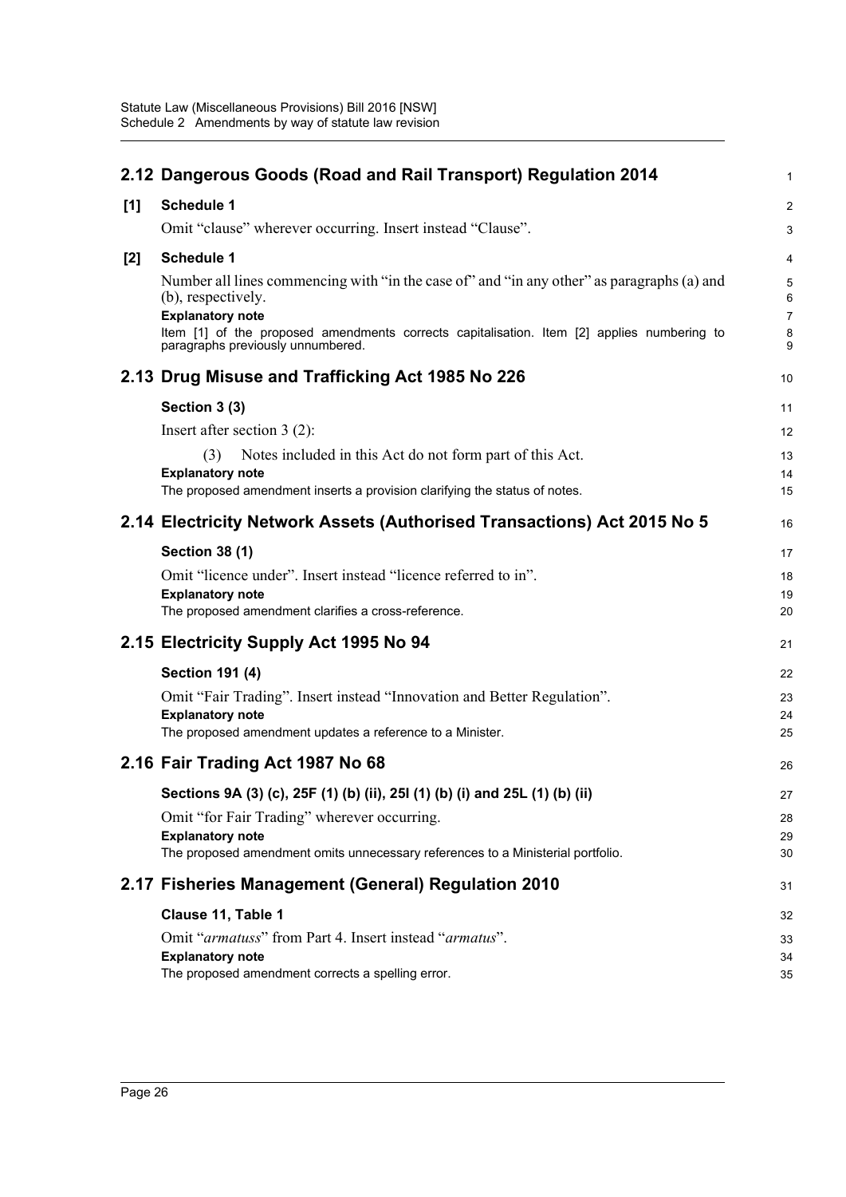## 2.12 Dangerous Goods (Road and Rail Transport) Regulation 2014

**[1] Schedule 1**

Omit "clause" wherever occurring. Insert instead "Clause".

**[2] Schedule 1**

Number all lines commencing with "in the case of" and "in any other" as paragraphs (a) and (b), respectively.

**Explanatory note**

Item [1] of the proposed amendments corrects capitalisation. Item [2] applies numbering to paragraphs previously unnumbered.

## 2.13 Drug Misuse and Trafficking Act 1985 No 226

**Section 3 (3)**

Insert after section 3 (2):

(3) Notes included in this Act do not form part of this Act.

**Explanatory note**

The proposed amendment inserts a provision clarifying the status of notes.

## 2.14 Electricity Network Assets (Authorised Transactions) Act 2015 No 5

**Section 38 (1)**

Omit "licence under". Insert instead "licence referred to in".

**Explanatory note**

The proposed amendment clarifies a cross-reference.

## 2.15 Electricity Supply Act 1995 No 94

**Section 191 (4)**

Omit "Fair Trading". Insert instead "Innovation and Better Regulation".

**Explanatory note**

The proposed amendment updates a reference to a Minister.

## 2.16 Fair Trading Act 1987 No 68

**Sections 9A (3) (c), 25F (1) (b) (ii), 25I (1) (b) (i) and 25L (1) (b) (ii)**

Omit "for Fair Trading" wherever occurring.

**Explanatory note**

The proposed amendment omits unnecessary references to a Ministerial portfolio.

## 2.17 Fisheries Management (General) Regulation 2010

**Clause 11, Table 1**

Omit "*armatuss*" from Part 4. Insert instead "*armatus*".

**Explanatory note**

The proposed amendment corrects a spelling error.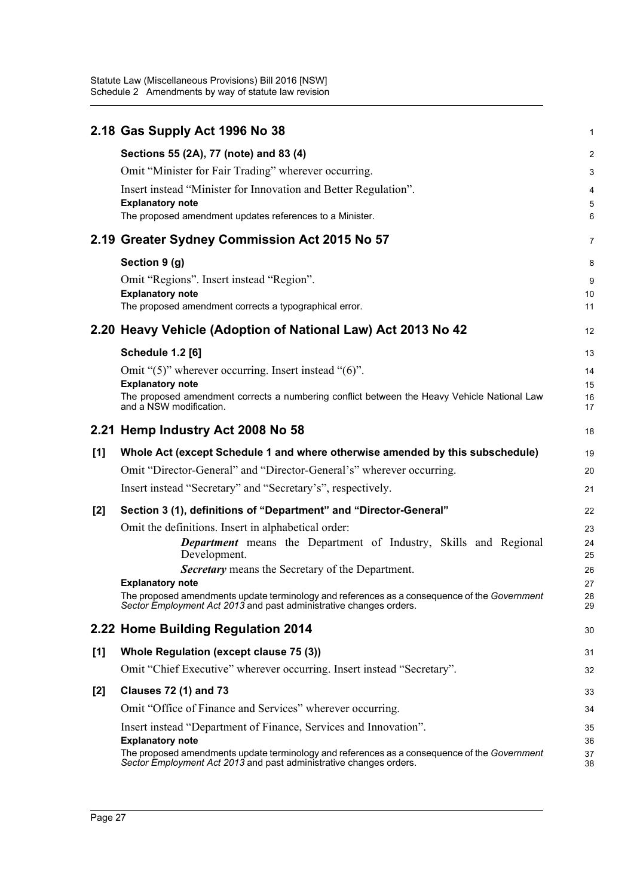## 2.18 Gas Supply Act 1996 No 38

**Sections 55 (2A), 77 (note) and 83 (4)**

Omit "Minister for Fair Trading" wherever occurring.

Insert instead "Minister for Innovation and Better Regulation".

**Explanatory note**

The proposed amendment updates references to a Minister.

## 2.19 Greater Sydney Commission Act 2015 No 57

**Section 9 (g)**

Omit "Regions". Insert instead "Region".

**Explanatory note**

The proposed amendment corrects a typographical error.

## 2.20 Heavy Vehicle (Adoption of National Law) Act 2013 No 42

**Schedule 1.2 [6]**

Omit "(5)" wherever occurring. Insert instead "(6)".

**Explanatory note**

The proposed amendment corrects a numbering conflict between the Heavy Vehicle National Law and a NSW modification.

## 2.21 Hemp Industry Act 2008 No 58

**[1] Whole Act (except Schedule 1 and where otherwise amended by this subschedule)**

Omit "Director-General" and "Director-General's" wherever occurring.

Insert instead "Secretary" and "Secretary's", respectively.

**[2] Section 3 (1), definitions of "Department" and "Director-General"**

Omit the definitions. Insert in alphabetical order:

> ***Department*** means the Department of Industry, Skills and Regional Development.
>
> ***Secretary*** means the Secretary of the Department.

**Explanatory note**

The proposed amendments update terminology and references as a consequence of the *Government Sector Employment Act 2013* and past administrative changes orders.

## 2.22 Home Building Regulation 2014

**[1] Whole Regulation (except clause 75 (3))**

Omit "Chief Executive" wherever occurring. Insert instead "Secretary".

**[2] Clauses 72 (1) and 73**

Omit "Office of Finance and Services" wherever occurring.

Insert instead "Department of Finance, Services and Innovation".

**Explanatory note**

The proposed amendments update terminology and references as a consequence of the *Government Sector Employment Act 2013* and past administrative changes orders.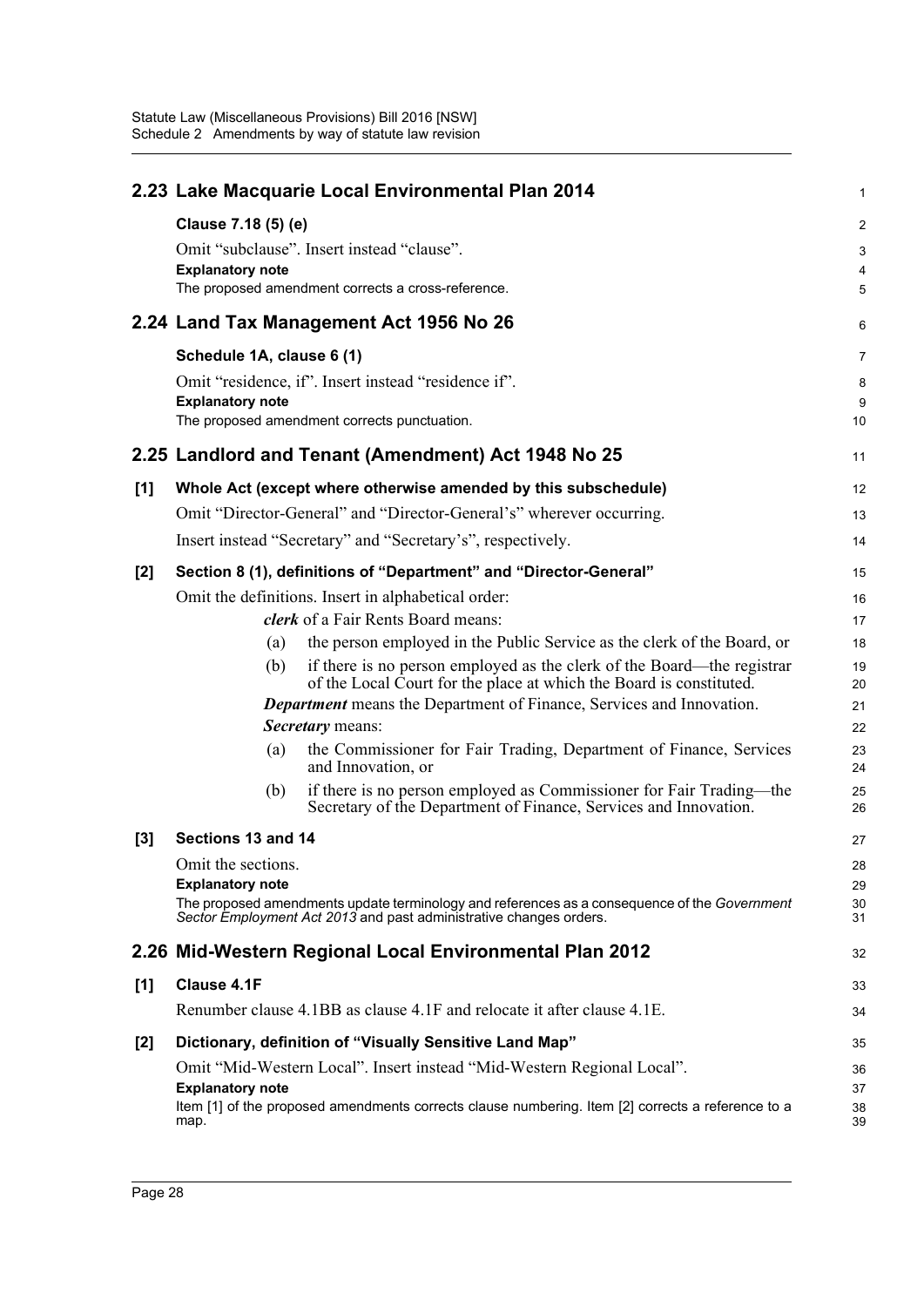## 2.23 Lake Macquarie Local Environmental Plan 2014

**Clause 7.18 (5) (e)**

Omit "subclause". Insert instead "clause".

**Explanatory note**

The proposed amendment corrects a cross-reference.

## 2.24 Land Tax Management Act 1956 No 26

**Schedule 1A, clause 6 (1)**

Omit "residence, if". Insert instead "residence if".

**Explanatory note**

The proposed amendment corrects punctuation.

## 2.25 Landlord and Tenant (Amendment) Act 1948 No 25

**[1] Whole Act (except where otherwise amended by this subschedule)**

Omit "Director-General" and "Director-General's" wherever occurring.

Insert instead "Secretary" and "Secretary's", respectively.

**[2] Section 8 (1), definitions of "Department" and "Director-General"**

Omit the definitions. Insert in alphabetical order:

***clerk*** of a Fair Rents Board means:

(a) the person employed in the Public Service as the clerk of the Board, or

(b) if there is no person employed as the clerk of the Board—the registrar of the Local Court for the place at which the Board is constituted.

***Department*** means the Department of Finance, Services and Innovation.

***Secretary*** means:

(a) the Commissioner for Fair Trading, Department of Finance, Services and Innovation, or

(b) if there is no person employed as Commissioner for Fair Trading—the Secretary of the Department of Finance, Services and Innovation.

**[3] Sections 13 and 14**

Omit the sections.

**Explanatory note**

The proposed amendments update terminology and references as a consequence of the *Government Sector Employment Act 2013* and past administrative changes orders.

## 2.26 Mid-Western Regional Local Environmental Plan 2012

**[1] Clause 4.1F**

Renumber clause 4.1BB as clause 4.1F and relocate it after clause 4.1E.

**[2] Dictionary, definition of "Visually Sensitive Land Map"**

Omit "Mid-Western Local". Insert instead "Mid-Western Regional Local".

**Explanatory note**

Item [1] of the proposed amendments corrects clause numbering. Item [2] corrects a reference to a map.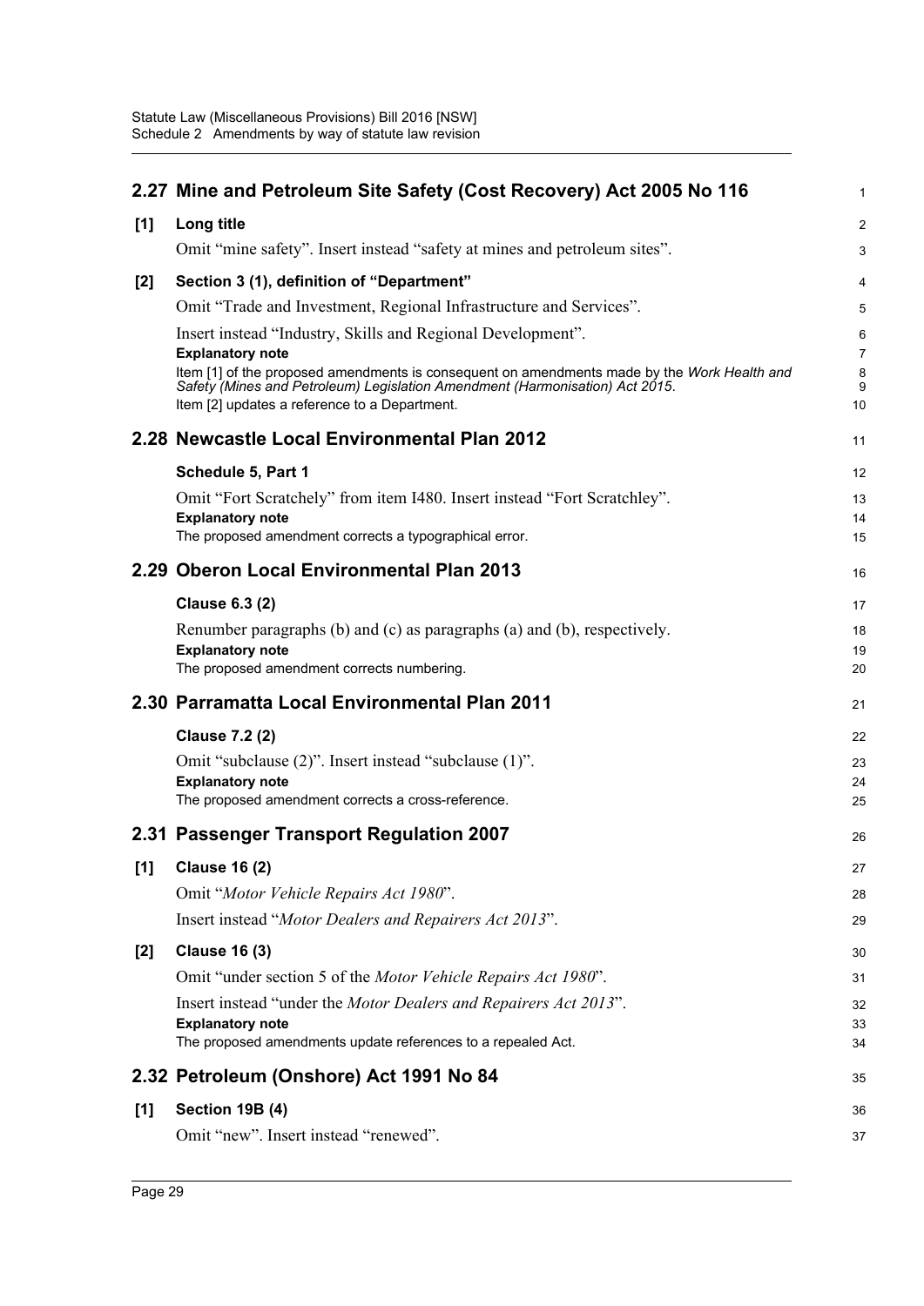## 2.27 Mine and Petroleum Site Safety (Cost Recovery) Act 2005 No 116

**[1] Long title**

Omit "mine safety". Insert instead "safety at mines and petroleum sites".

**[2] Section 3 (1), definition of "Department"**

Omit "Trade and Investment, Regional Infrastructure and Services".

Insert instead "Industry, Skills and Regional Development".

**Explanatory note**

Item [1] of the proposed amendments is consequent on amendments made by the *Work Health and Safety (Mines and Petroleum) Legislation Amendment (Harmonisation) Act 2015*.

Item [2] updates a reference to a Department.

## 2.28 Newcastle Local Environmental Plan 2012

**Schedule 5, Part 1**

Omit "Fort Scratchely" from item I480. Insert instead "Fort Scratchley".

**Explanatory note**

The proposed amendment corrects a typographical error.

## 2.29 Oberon Local Environmental Plan 2013

**Clause 6.3 (2)**

Renumber paragraphs (b) and (c) as paragraphs (a) and (b), respectively.

**Explanatory note**

The proposed amendment corrects numbering.

## 2.30 Parramatta Local Environmental Plan 2011

**Clause 7.2 (2)**

Omit "subclause (2)". Insert instead "subclause (1)".

**Explanatory note**

The proposed amendment corrects a cross-reference.

## 2.31 Passenger Transport Regulation 2007

**[1] Clause 16 (2)**

Omit "*Motor Vehicle Repairs Act 1980*".

Insert instead "*Motor Dealers and Repairers Act 2013*".

**[2] Clause 16 (3)**

Omit "under section 5 of the *Motor Vehicle Repairs Act 1980*".

Insert instead "under the *Motor Dealers and Repairers Act 2013*".

**Explanatory note**

The proposed amendments update references to a repealed Act.

## 2.32 Petroleum (Onshore) Act 1991 No 84

**[1] Section 19B (4)**

Omit "new". Insert instead "renewed".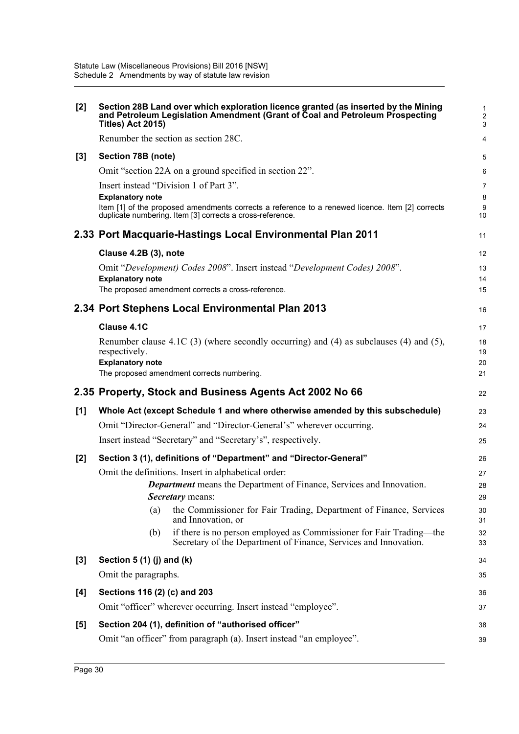**[2] Section 28B Land over which exploration licence granted (as inserted by the Mining and Petroleum Legislation Amendment (Grant of Coal and Petroleum Prospecting Titles) Act 2015)**

Renumber the section as section 28C.

**[3] Section 78B (note)**

Omit "section 22A on a ground specified in section 22".

Insert instead "Division 1 of Part 3".

**Explanatory note**

Item [1] of the proposed amendments corrects a reference to a renewed licence. Item [2] corrects duplicate numbering. Item [3] corrects a cross-reference.

## 2.33 Port Macquarie-Hastings Local Environmental Plan 2011

**Clause 4.2B (3), note**

Omit "*Development) Codes 2008*". Insert instead "*Development Codes) 2008*".

**Explanatory note**

The proposed amendment corrects a cross-reference.

## 2.34 Port Stephens Local Environmental Plan 2013

**Clause 4.1C**

Renumber clause 4.1C (3) (where secondly occurring) and (4) as subclauses (4) and (5), respectively.

**Explanatory note**

The proposed amendment corrects numbering.

## 2.35 Property, Stock and Business Agents Act 2002 No 66

**[1] Whole Act (except Schedule 1 and where otherwise amended by this subschedule)**

Omit "Director-General" and "Director-General's" wherever occurring.

Insert instead "Secretary" and "Secretary's", respectively.

**[2] Section 3 (1), definitions of "Department" and "Director-General"**

Omit the definitions. Insert in alphabetical order:

***Department*** means the Department of Finance, Services and Innovation.

***Secretary*** means:

(a) the Commissioner for Fair Trading, Department of Finance, Services and Innovation, or

(b) if there is no person employed as Commissioner for Fair Trading—the Secretary of the Department of Finance, Services and Innovation.

**[3] Section 5 (1) (j) and (k)**

Omit the paragraphs.

**[4] Sections 116 (2) (c) and 203**

Omit "officer" wherever occurring. Insert instead "employee".

**[5] Section 204 (1), definition of "authorised officer"**

Omit "an officer" from paragraph (a). Insert instead "an employee".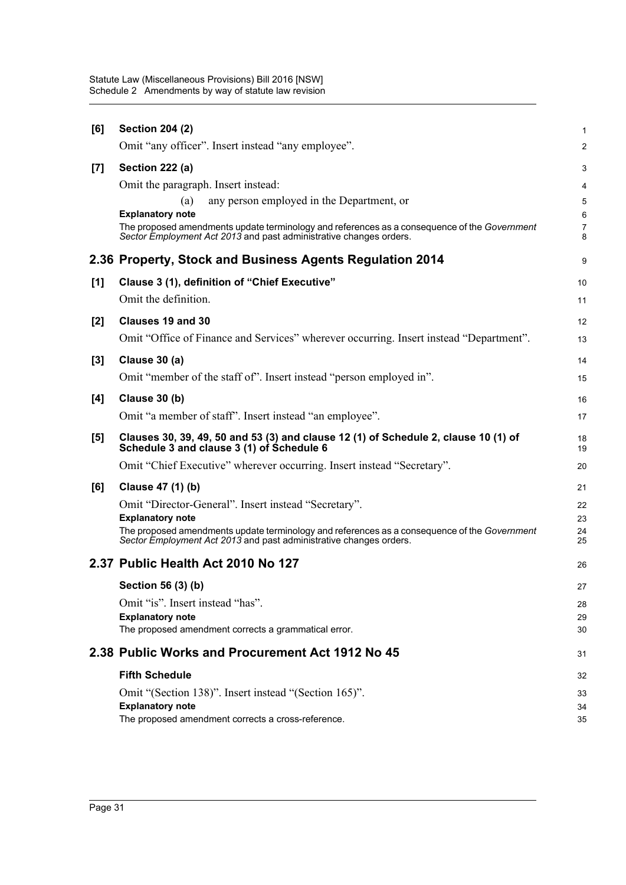**[6] Section 204 (2)**

Omit "any officer". Insert instead "any employee".

**[7] Section 222 (a)**

Omit the paragraph. Insert instead:

(a) any person employed in the Department, or

**Explanatory note**

The proposed amendments update terminology and references as a consequence of the *Government Sector Employment Act 2013* and past administrative changes orders.

## 2.36 Property, Stock and Business Agents Regulation 2014

**[1] Clause 3 (1), definition of "Chief Executive"**

Omit the definition.

**[2] Clauses 19 and 30**

Omit "Office of Finance and Services" wherever occurring. Insert instead "Department".

**[3] Clause 30 (a)**

Omit "member of the staff of". Insert instead "person employed in".

**[4] Clause 30 (b)**

Omit "a member of staff". Insert instead "an employee".

**[5] Clauses 30, 39, 49, 50 and 53 (3) and clause 12 (1) of Schedule 2, clause 10 (1) of Schedule 3 and clause 3 (1) of Schedule 6**

Omit "Chief Executive" wherever occurring. Insert instead "Secretary".

**[6] Clause 47 (1) (b)**

Omit "Director-General". Insert instead "Secretary".

**Explanatory note**

The proposed amendments update terminology and references as a consequence of the *Government Sector Employment Act 2013* and past administrative changes orders.

## 2.37 Public Health Act 2010 No 127

**Section 56 (3) (b)**

Omit "is". Insert instead "has".

**Explanatory note**

The proposed amendment corrects a grammatical error.

## 2.38 Public Works and Procurement Act 1912 No 45

**Fifth Schedule**

Omit "(Section 138)". Insert instead "(Section 165)".

**Explanatory note**

The proposed amendment corrects a cross-reference.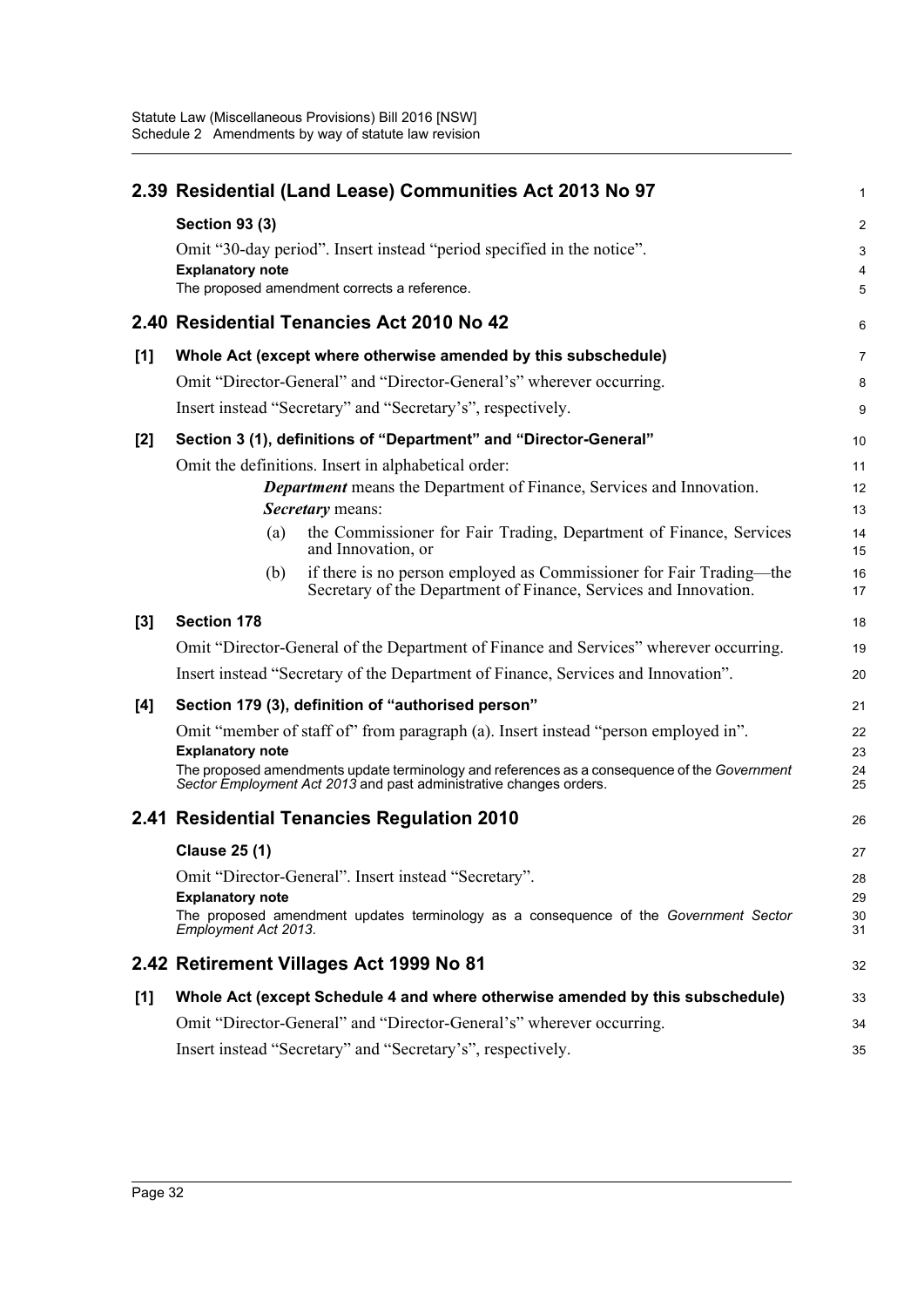## 2.39 Residential (Land Lease) Communities Act 2013 No 97

**Section 93 (3)**

Omit "30-day period". Insert instead "period specified in the notice".

**Explanatory note**

The proposed amendment corrects a reference.

## 2.40 Residential Tenancies Act 2010 No 42

**[1] Whole Act (except where otherwise amended by this subschedule)**

Omit "Director-General" and "Director-General's" wherever occurring.

Insert instead "Secretary" and "Secretary's", respectively.

**[2] Section 3 (1), definitions of "Department" and "Director-General"**

Omit the definitions. Insert in alphabetical order:

> ***Department*** means the Department of Finance, Services and Innovation.
>
> ***Secretary*** means:
>
> (a) the Commissioner for Fair Trading, Department of Finance, Services and Innovation, or
>
> (b) if there is no person employed as Commissioner for Fair Trading—the Secretary of the Department of Finance, Services and Innovation.

**[3] Section 178**

Omit "Director-General of the Department of Finance and Services" wherever occurring.

Insert instead "Secretary of the Department of Finance, Services and Innovation".

**[4] Section 179 (3), definition of "authorised person"**

Omit "member of staff of" from paragraph (a). Insert instead "person employed in".

**Explanatory note**

The proposed amendments update terminology and references as a consequence of the *Government Sector Employment Act 2013* and past administrative changes orders.

## 2.41 Residential Tenancies Regulation 2010

**Clause 25 (1)**

Omit "Director-General". Insert instead "Secretary".

**Explanatory note**

The proposed amendment updates terminology as a consequence of the *Government Sector Employment Act 2013*.

## 2.42 Retirement Villages Act 1999 No 81

**[1] Whole Act (except Schedule 4 and where otherwise amended by this subschedule)**

Omit "Director-General" and "Director-General's" wherever occurring.

Insert instead "Secretary" and "Secretary's", respectively.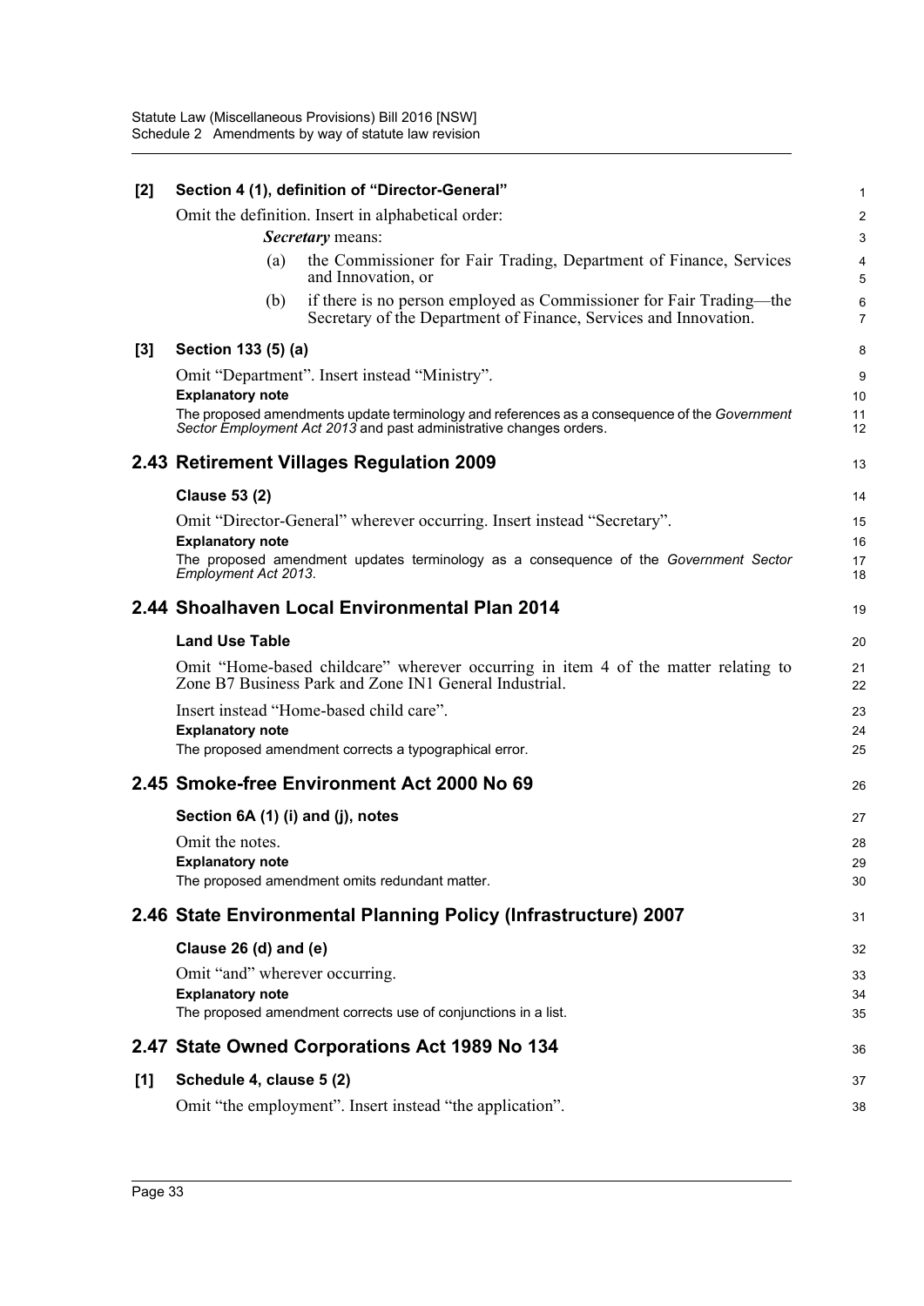**[2] Section 4 (1), definition of "Director-General"**

Omit the definition. Insert in alphabetical order:

> ***Secretary*** means:
>
> (a) the Commissioner for Fair Trading, Department of Finance, Services and Innovation, or
>
> (b) if there is no person employed as Commissioner for Fair Trading—the Secretary of the Department of Finance, Services and Innovation.

**[3] Section 133 (5) (a)**

Omit "Department". Insert instead "Ministry".

**Explanatory note**

The proposed amendments update terminology and references as a consequence of the *Government Sector Employment Act 2013* and past administrative changes orders.

## 2.43 Retirement Villages Regulation 2009

**Clause 53 (2)**

Omit "Director-General" wherever occurring. Insert instead "Secretary".

**Explanatory note**

The proposed amendment updates terminology as a consequence of the *Government Sector Employment Act 2013*.

## 2.44 Shoalhaven Local Environmental Plan 2014

**Land Use Table**

Omit "Home-based childcare" wherever occurring in item 4 of the matter relating to Zone B7 Business Park and Zone IN1 General Industrial.

Insert instead "Home-based child care".

**Explanatory note**

The proposed amendment corrects a typographical error.

## 2.45 Smoke-free Environment Act 2000 No 69

**Section 6A (1) (i) and (j), notes**

Omit the notes.

**Explanatory note**

The proposed amendment omits redundant matter.

## 2.46 State Environmental Planning Policy (Infrastructure) 2007

**Clause 26 (d) and (e)**

Omit "and" wherever occurring.

**Explanatory note**

The proposed amendment corrects use of conjunctions in a list.

## 2.47 State Owned Corporations Act 1989 No 134

**[1] Schedule 4, clause 5 (2)**

Omit "the employment". Insert instead "the application".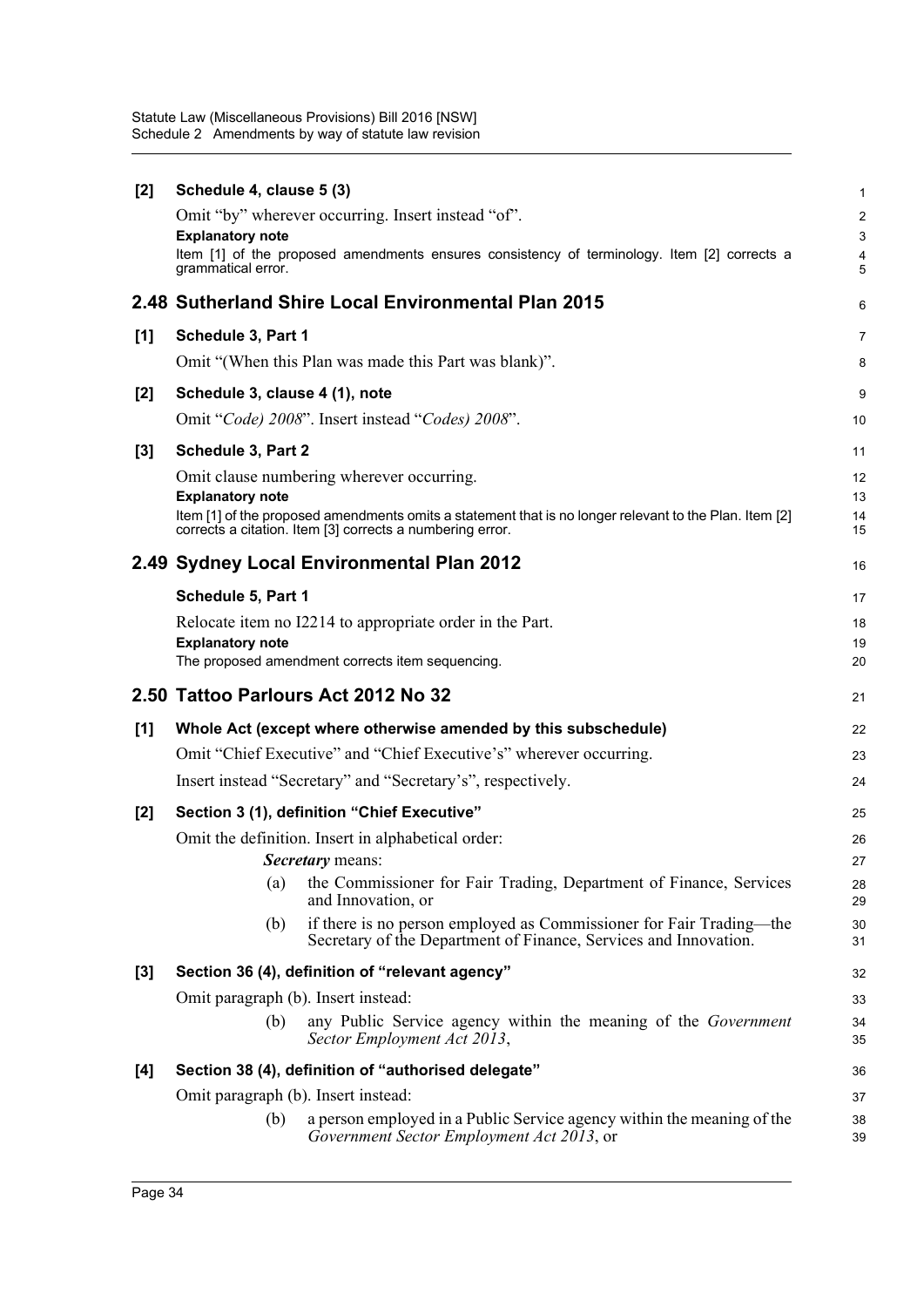**[2] Schedule 4, clause 5 (3)**

Omit "by" wherever occurring. Insert instead "of".

**Explanatory note**

Item [1] of the proposed amendments ensures consistency of terminology. Item [2] corrects a grammatical error.

## 2.48 Sutherland Shire Local Environmental Plan 2015

**[1] Schedule 3, Part 1**

Omit "(When this Plan was made this Part was blank)".

**[2] Schedule 3, clause 4 (1), note**

Omit "*Code) 2008*". Insert instead "*Codes) 2008*".

**[3] Schedule 3, Part 2**

Omit clause numbering wherever occurring.

**Explanatory note**

Item [1] of the proposed amendments omits a statement that is no longer relevant to the Plan. Item [2] corrects a citation. Item [3] corrects a numbering error.

## 2.49 Sydney Local Environmental Plan 2012

**Schedule 5, Part 1**

Relocate item no I2214 to appropriate order in the Part.

**Explanatory note**

The proposed amendment corrects item sequencing.

## 2.50 Tattoo Parlours Act 2012 No 32

**[1] Whole Act (except where otherwise amended by this subschedule)**

Omit "Chief Executive" and "Chief Executive's" wherever occurring.

Insert instead "Secretary" and "Secretary's", respectively.

**[2] Section 3 (1), definition "Chief Executive"**

Omit the definition. Insert in alphabetical order:

> ***Secretary*** means:
>
> (a) the Commissioner for Fair Trading, Department of Finance, Services and Innovation, or
>
> (b) if there is no person employed as Commissioner for Fair Trading—the Secretary of the Department of Finance, Services and Innovation.

**[3] Section 36 (4), definition of "relevant agency"**

Omit paragraph (b). Insert instead:

> (b) any Public Service agency within the meaning of the *Government Sector Employment Act 2013*,

**[4] Section 38 (4), definition of "authorised delegate"**

Omit paragraph (b). Insert instead:

> (b) a person employed in a Public Service agency within the meaning of the *Government Sector Employment Act 2013*, or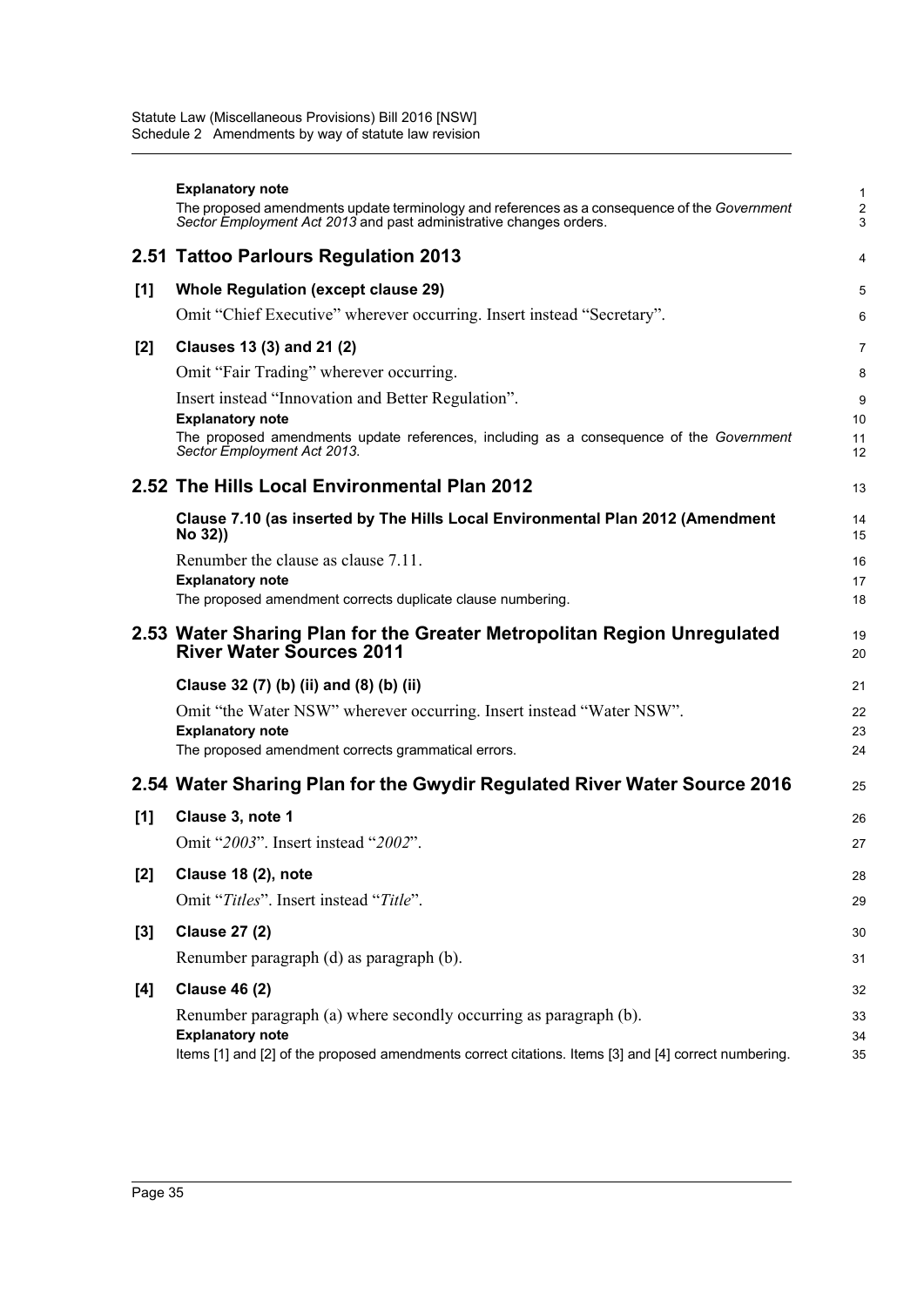**Explanatory note**

The proposed amendments update terminology and references as a consequence of the *Government Sector Employment Act 2013* and past administrative changes orders.

## 2.51 Tattoo Parlours Regulation 2013

**[1] Whole Regulation (except clause 29)**

Omit "Chief Executive" wherever occurring. Insert instead "Secretary".

**[2] Clauses 13 (3) and 21 (2)**

Omit "Fair Trading" wherever occurring.

Insert instead "Innovation and Better Regulation".

**Explanatory note**

The proposed amendments update references, including as a consequence of the *Government Sector Employment Act 2013*.

## 2.52 The Hills Local Environmental Plan 2012

**Clause 7.10 (as inserted by The Hills Local Environmental Plan 2012 (Amendment No 32))**

Renumber the clause as clause 7.11.

**Explanatory note**

The proposed amendment corrects duplicate clause numbering.

## 2.53 Water Sharing Plan for the Greater Metropolitan Region Unregulated River Water Sources 2011

**Clause 32 (7) (b) (ii) and (8) (b) (ii)**

Omit "the Water NSW" wherever occurring. Insert instead "Water NSW".

**Explanatory note**

The proposed amendment corrects grammatical errors.

## 2.54 Water Sharing Plan for the Gwydir Regulated River Water Source 2016

**[1] Clause 3, note 1**

Omit "*2003*". Insert instead "*2002*".

**[2] Clause 18 (2), note**

Omit "*Titles*". Insert instead "*Title*".

**[3] Clause 27 (2)**

Renumber paragraph (d) as paragraph (b).

**[4] Clause 46 (2)**

Renumber paragraph (a) where secondly occurring as paragraph (b).

**Explanatory note**

Items [1] and [2] of the proposed amendments correct citations. Items [3] and [4] correct numbering.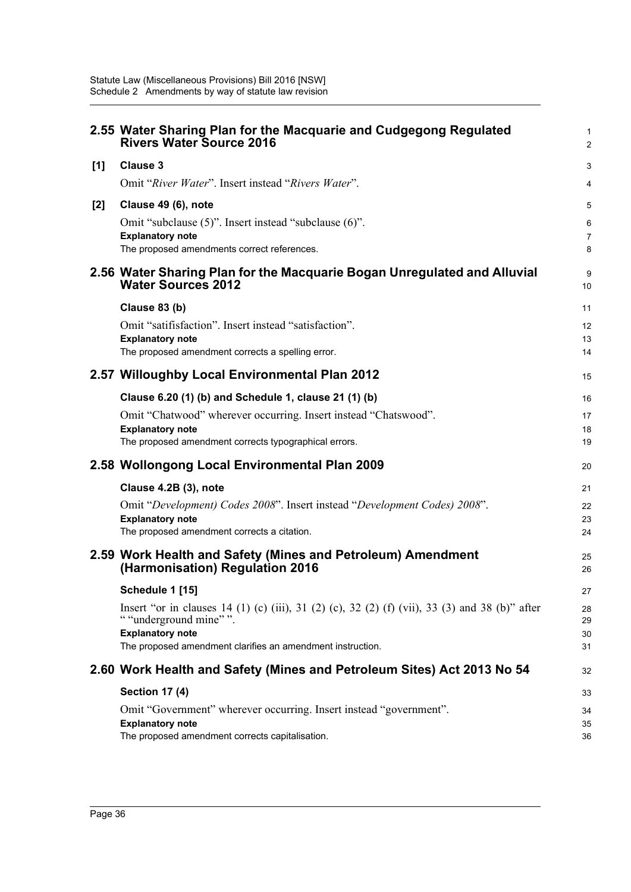## 2.55 Water Sharing Plan for the Macquarie and Cudgegong Regulated Rivers Water Source 2016

**[1] Clause 3**

Omit "*River Water*". Insert instead "*Rivers Water*".

**[2] Clause 49 (6), note**

Omit "subclause (5)". Insert instead "subclause (6)".

**Explanatory note**

The proposed amendments correct references.

## 2.56 Water Sharing Plan for the Macquarie Bogan Unregulated and Alluvial Water Sources 2012

**Clause 83 (b)**

Omit "satififaction". Insert instead "satisfaction".

**Explanatory note**

The proposed amendment corrects a spelling error.

## 2.57 Willoughby Local Environmental Plan 2012

**Clause 6.20 (1) (b) and Schedule 1, clause 21 (1) (b)**

Omit "Chatwood" wherever occurring. Insert instead "Chatswood".

**Explanatory note**

The proposed amendment corrects typographical errors.

## 2.58 Wollongong Local Environmental Plan 2009

**Clause 4.2B (3), note**

Omit "*Development) Codes 2008*". Insert instead "*Development Codes) 2008*".

**Explanatory note**

The proposed amendment corrects a citation.

## 2.59 Work Health and Safety (Mines and Petroleum) Amendment (Harmonisation) Regulation 2016

**Schedule 1 [15]**

Insert "or in clauses 14 (1) (c) (iii), 31 (2) (c), 32 (2) (f) (vii), 33 (3) and 38 (b)" after " "underground mine" ".

**Explanatory note**

The proposed amendment clarifies an amendment instruction.

## 2.60 Work Health and Safety (Mines and Petroleum Sites) Act 2013 No 54

**Section 17 (4)**

Omit "Government" wherever occurring. Insert instead "government".

**Explanatory note**

The proposed amendment corrects capitalisation.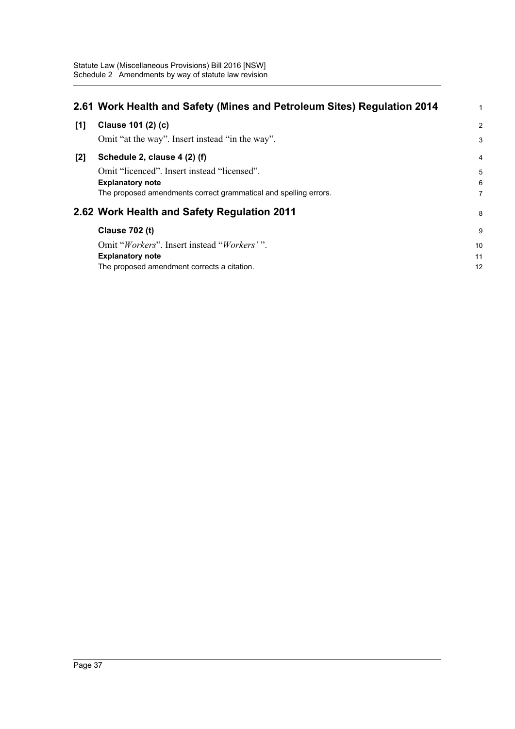## 2.61 Work Health and Safety (Mines and Petroleum Sites) Regulation 2014

**[1] Clause 101 (2) (c)**

Omit "at the way". Insert instead "in the way".

**[2] Schedule 2, clause 4 (2) (f)**

Omit "licenced". Insert instead "licensed".

**Explanatory note**

The proposed amendments correct grammatical and spelling errors.

## 2.62 Work Health and Safety Regulation 2011

**Clause 702 (t)**

Omit "*Workers*". Insert instead "*Workers'* ".

**Explanatory note**

The proposed amendment corrects a citation.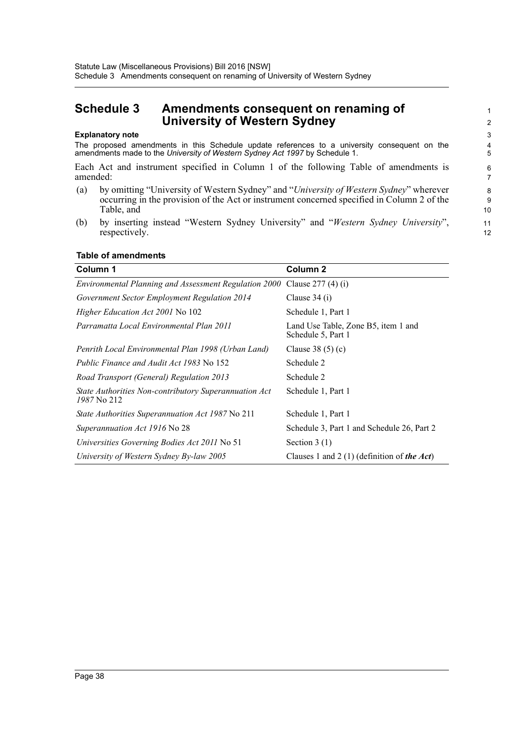# Schedule 3 Amendments consequent on renaming of University of Western Sydney

**Explanatory note**

The proposed amendments in this Schedule update references to a university consequent on the amendments made to the *University of Western Sydney Act 1997* by Schedule 1.

Each Act and instrument specified in Column 1 of the following Table of amendments is amended:

(a) by omitting "University of Western Sydney" and "*University of Western Sydney*" wherever occurring in the provision of the Act or instrument concerned specified in Column 2 of the Table, and

(b) by inserting instead "Western Sydney University" and "*Western Sydney University*", respectively.

**Table of amendments**

| Column 1 | Column 2 |
|---|---|
| *Environmental Planning and Assessment Regulation 2000* | Clause 277 (4) (i) |
| *Government Sector Employment Regulation 2014* | Clause 34 (i) |
| *Higher Education Act 2001* No 102 | Schedule 1, Part 1 |
| *Parramatta Local Environmental Plan 2011* | Land Use Table, Zone B5, item 1 and Schedule 5, Part 1 |
| *Penrith Local Environmental Plan 1998 (Urban Land)* | Clause 38 (5) (c) |
| *Public Finance and Audit Act 1983* No 152 | Schedule 2 |
| *Road Transport (General) Regulation 2013* | Schedule 2 |
| *State Authorities Non-contributory Superannuation Act 1987* No 212 | Schedule 1, Part 1 |
| *State Authorities Superannuation Act 1987* No 211 | Schedule 1, Part 1 |
| *Superannuation Act 1916* No 28 | Schedule 3, Part 1 and Schedule 26, Part 2 |
| *Universities Governing Bodies Act 2011* No 51 | Section 3 (1) |
| *University of Western Sydney By-law 2005* | Clauses 1 and 2 (1) (definition of ***the Act***) |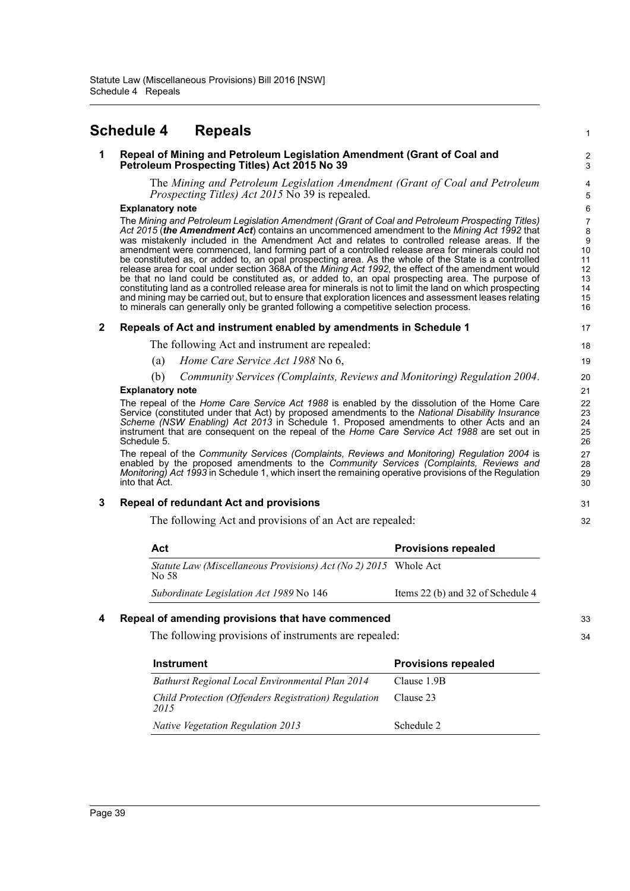# Schedule 4 Repeals

## 1 Repeal of Mining and Petroleum Legislation Amendment (Grant of Coal and Petroleum Prospecting Titles) Act 2015 No 39

The *Mining and Petroleum Legislation Amendment (Grant of Coal and Petroleum Prospecting Titles) Act 2015* No 39 is repealed.

**Explanatory note**

The *Mining and Petroleum Legislation Amendment (Grant of Coal and Petroleum Prospecting Titles) Act 2015* (***the Amendment Act***) contains an uncommenced amendment to the *Mining Act 1992* that was mistakenly included in the Amendment Act and relates to controlled release areas. If the amendment were commenced, land forming part of a controlled release area for minerals could not be constituted as, or added to, an opal prospecting area. As the whole of the State is a controlled release area for coal under section 368A of the *Mining Act 1992*, the effect of the amendment would be that no land could be constituted as, or added to, an opal prospecting area. The purpose of constituting land as a controlled release area for minerals is not to limit the land on which prospecting and mining may be carried out, but to ensure that exploration licences and assessment leases relating to minerals can generally only be granted following a competitive selection process.

## 2 Repeals of Act and instrument enabled by amendments in Schedule 1

The following Act and instrument are repealed:

(a) *Home Care Service Act 1988* No 6,

(b) *Community Services (Complaints, Reviews and Monitoring) Regulation 2004*.

**Explanatory note**

The repeal of the *Home Care Service Act 1988* is enabled by the dissolution of the Home Care Service (constituted under that Act) by proposed amendments to the *National Disability Insurance Scheme (NSW Enabling) Act 2013* in Schedule 1. Proposed amendments to other Acts and an instrument that are consequent on the repeal of the *Home Care Service Act 1988* are set out in Schedule 5.

The repeal of the *Community Services (Complaints, Reviews and Monitoring) Regulation 2004* is enabled by the proposed amendments to the *Community Services (Complaints, Reviews and Monitoring) Act 1993* in Schedule 1, which insert the remaining operative provisions of the Regulation into that Act.

## 3 Repeal of redundant Act and provisions

The following Act and provisions of an Act are repealed:

| Act | Provisions repealed |
|---|---|
| *Statute Law (Miscellaneous Provisions) Act (No 2) 2015* No 58 | Whole Act |
| *Subordinate Legislation Act 1989* No 146 | Items 22 (b) and 32 of Schedule 4 |

## 4 Repeal of amending provisions that have commenced

The following provisions of instruments are repealed:

| Instrument | Provisions repealed |
|---|---|
| *Bathurst Regional Local Environmental Plan 2014* | Clause 1.9B |
| *Child Protection (Offenders Registration) Regulation 2015* | Clause 23 |
| *Native Vegetation Regulation 2013* | Schedule 2 |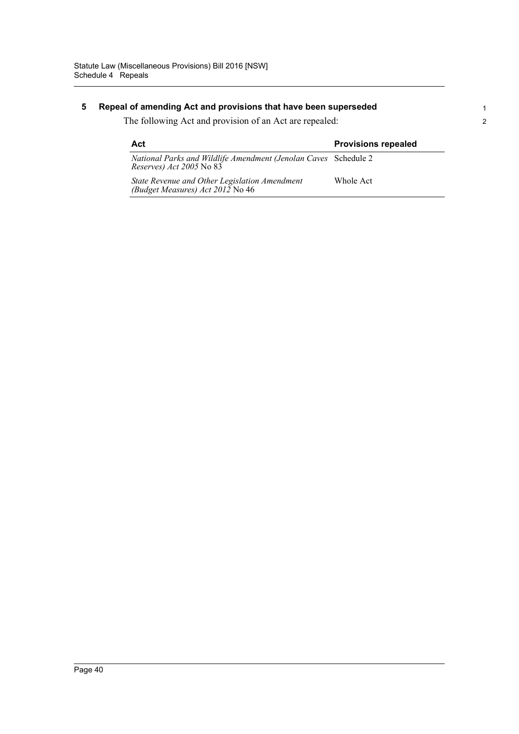## 5 Repeal of amending Act and provisions that have been superseded

The following Act and provision of an Act are repealed:

| Act | Provisions repealed |
|---|---|
| *National Parks and Wildlife Amendment (Jenolan Caves Reserves) Act 2005* No 83 | Schedule 2 |
| *State Revenue and Other Legislation Amendment (Budget Measures) Act 2012* No 46 | Whole Act |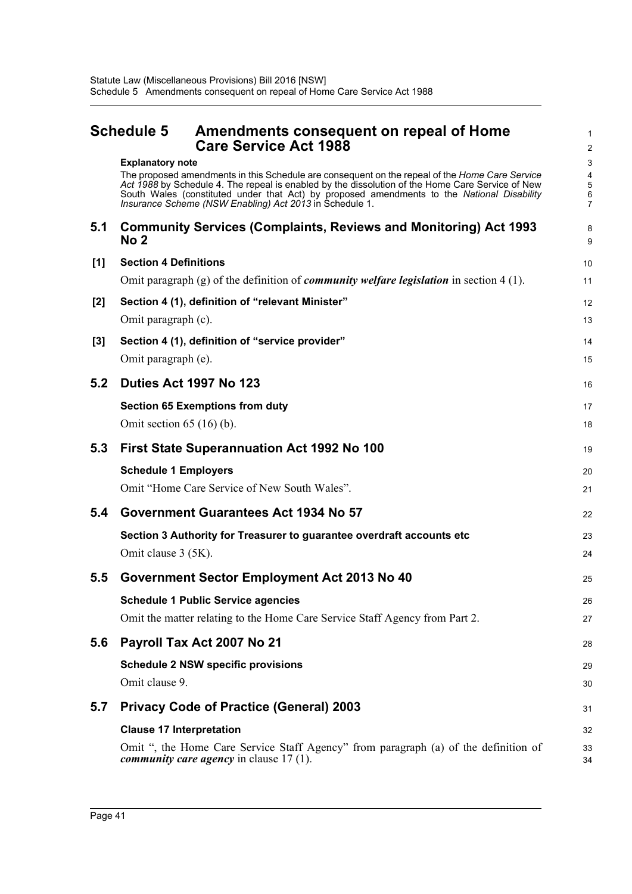# Schedule 5 Amendments consequent on repeal of Home Care Service Act 1988

**Explanatory note**

The proposed amendments in this Schedule are consequent on the repeal of the *Home Care Service Act 1988* by Schedule 4. The repeal is enabled by the dissolution of the Home Care Service of New South Wales (constituted under that Act) by proposed amendments to the *National Disability Insurance Scheme (NSW Enabling) Act 2013* in Schedule 1.

## 5.1 Community Services (Complaints, Reviews and Monitoring) Act 1993 No 2

**[1] Section 4 Definitions**

Omit paragraph (g) of the definition of ***community welfare legislation*** in section 4 (1).

**[2] Section 4 (1), definition of "relevant Minister"**

Omit paragraph (c).

**[3] Section 4 (1), definition of "service provider"**

Omit paragraph (e).

## 5.2 Duties Act 1997 No 123

**Section 65 Exemptions from duty**

Omit section 65 (16) (b).

## 5.3 First State Superannuation Act 1992 No 100

**Schedule 1 Employers**

Omit "Home Care Service of New South Wales".

## 5.4 Government Guarantees Act 1934 No 57

**Section 3 Authority for Treasurer to guarantee overdraft accounts etc**

Omit clause 3 (5K).

## 5.5 Government Sector Employment Act 2013 No 40

**Schedule 1 Public Service agencies**

Omit the matter relating to the Home Care Service Staff Agency from Part 2.

## 5.6 Payroll Tax Act 2007 No 21

**Schedule 2 NSW specific provisions**

Omit clause 9.

## 5.7 Privacy Code of Practice (General) 2003

**Clause 17 Interpretation**

Omit ", the Home Care Service Staff Agency" from paragraph (a) of the definition of ***community care agency*** in clause 17 (1).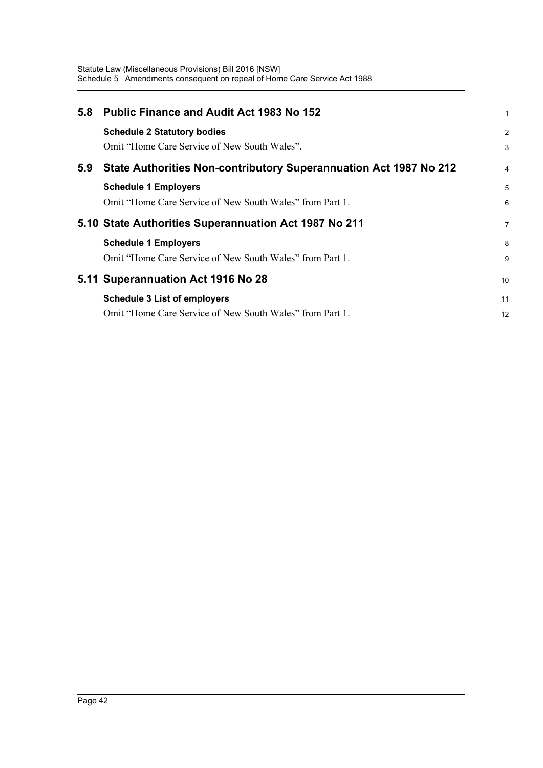## 5.8 Public Finance and Audit Act 1983 No 152

**Schedule 2 Statutory bodies**

Omit "Home Care Service of New South Wales".

## 5.9 State Authorities Non-contributory Superannuation Act 1987 No 212

**Schedule 1 Employers**

Omit "Home Care Service of New South Wales" from Part 1.

## 5.10 State Authorities Superannuation Act 1987 No 211

**Schedule 1 Employers**

Omit "Home Care Service of New South Wales" from Part 1.

## 5.11 Superannuation Act 1916 No 28

**Schedule 3 List of employers**

Omit "Home Care Service of New South Wales" from Part 1.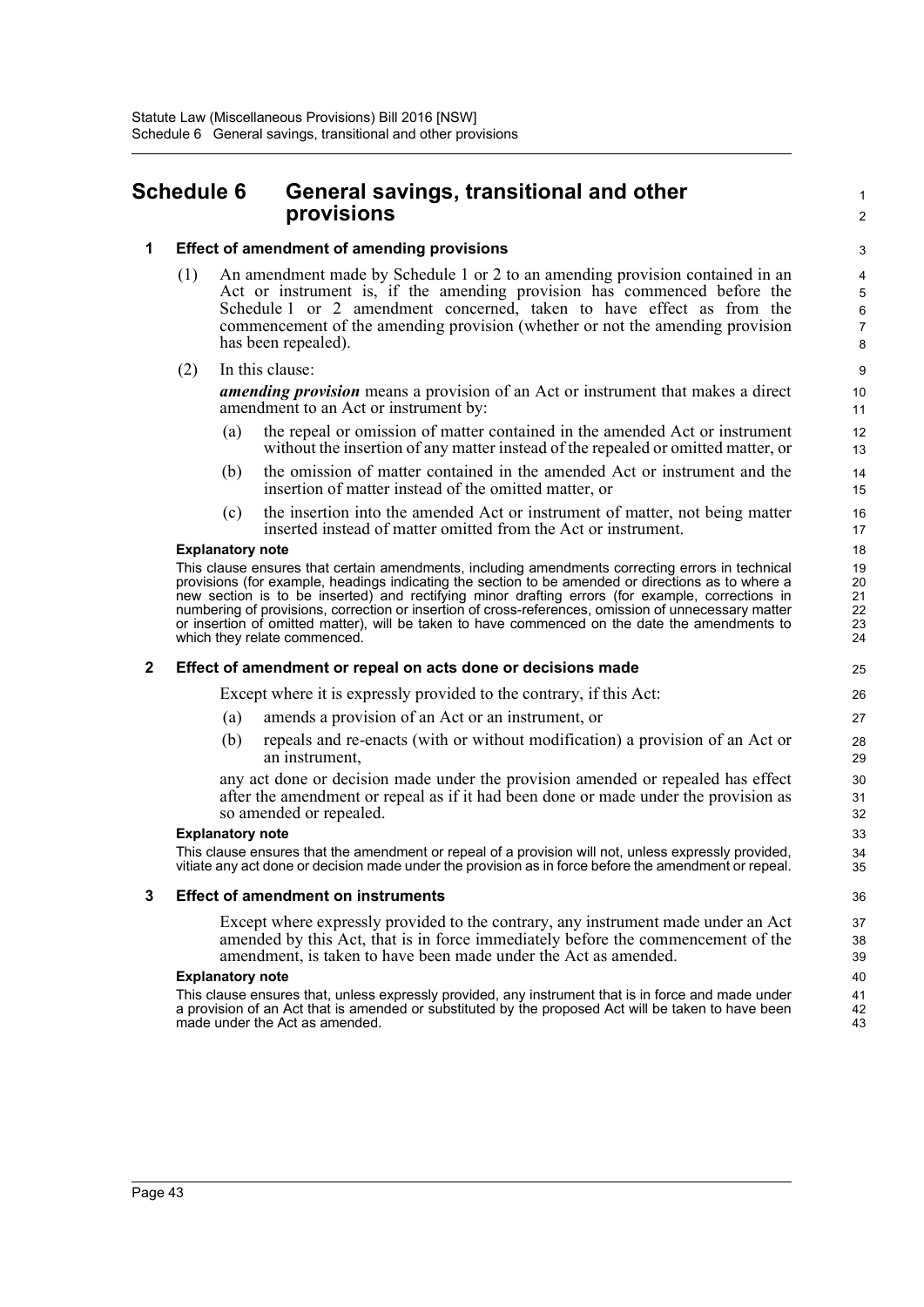# Schedule 6 General savings, transitional and other provisions

## 1 Effect of amendment of amending provisions

(1) An amendment made by Schedule 1 or 2 to an amending provision contained in an Act or instrument is, if the amending provision has commenced before the Schedule 1 or 2 amendment concerned, taken to have effect as from the commencement of the amending provision (whether or not the amending provision has been repealed).

(2) In this clause:

***amending provision*** means a provision of an Act or instrument that makes a direct amendment to an Act or instrument by:

(a) the repeal or omission of matter contained in the amended Act or instrument without the insertion of any matter instead of the repealed or omitted matter, or

(b) the omission of matter contained in the amended Act or instrument and the insertion of matter instead of the omitted matter, or

(c) the insertion into the amended Act or instrument of matter, not being matter inserted instead of matter omitted from the Act or instrument.

**Explanatory note**

This clause ensures that certain amendments, including amendments correcting errors in technical provisions (for example, headings indicating the section to be amended or directions as to where a new section is to be inserted) and rectifying minor drafting errors (for example, corrections in numbering of provisions, correction or insertion of cross-references, omission of unnecessary matter or insertion of omitted matter), will be taken to have commenced on the date the amendments to which they relate commenced.

## 2 Effect of amendment or repeal on acts done or decisions made

Except where it is expressly provided to the contrary, if this Act:

(a) amends a provision of an Act or an instrument, or

(b) repeals and re-enacts (with or without modification) a provision of an Act or an instrument,

any act done or decision made under the provision amended or repealed has effect after the amendment or repeal as if it had been done or made under the provision as so amended or repealed.

**Explanatory note**

This clause ensures that the amendment or repeal of a provision will not, unless expressly provided, vitiate any act done or decision made under the provision as in force before the amendment or repeal.

## 3 Effect of amendment on instruments

Except where expressly provided to the contrary, any instrument made under an Act amended by this Act, that is in force immediately before the commencement of the amendment, is taken to have been made under the Act as amended.

**Explanatory note**

This clause ensures that, unless expressly provided, any instrument that is in force and made under a provision of an Act that is amended or substituted by the proposed Act will be taken to have been made under the Act as amended.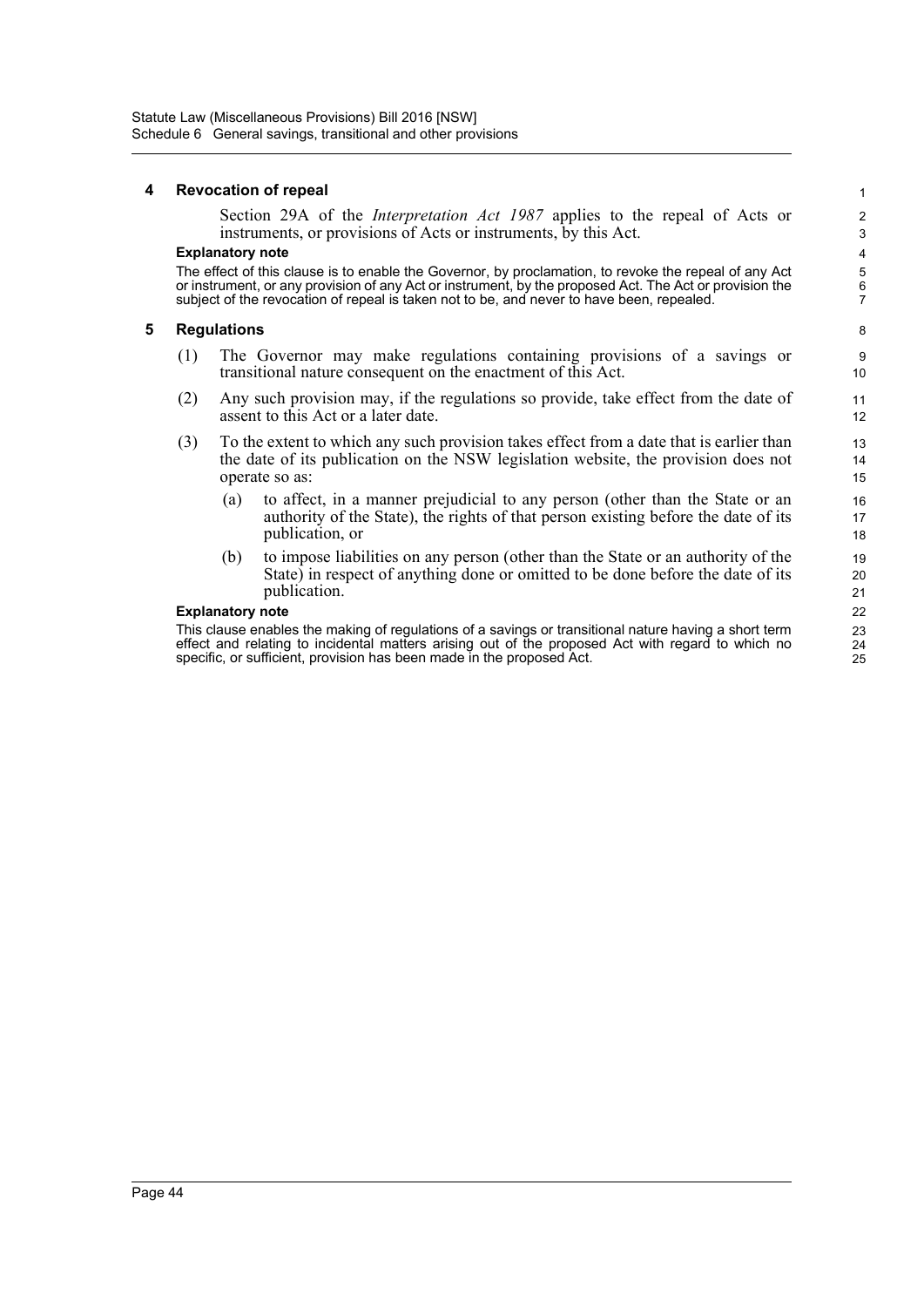### 4 Revocation of repeal

Section 29A of the *Interpretation Act 1987* applies to the repeal of Acts or instruments, or provisions of Acts or instruments, by this Act.

**Explanatory note**

The effect of this clause is to enable the Governor, by proclamation, to revoke the repeal of any Act or instrument, or any provision of any Act or instrument, by the proposed Act. The Act or provision the subject of the revocation of repeal is taken not to be, and never to have been, repealed.

### 5 Regulations

(1) The Governor may make regulations containing provisions of a savings or transitional nature consequent on the enactment of this Act.

(2) Any such provision may, if the regulations so provide, take effect from the date of assent to this Act or a later date.

(3) To the extent to which any such provision takes effect from a date that is earlier than the date of its publication on the NSW legislation website, the provision does not operate so as:

- (a) to affect, in a manner prejudicial to any person (other than the State or an authority of the State), the rights of that person existing before the date of its publication, or
- (b) to impose liabilities on any person (other than the State or an authority of the State) in respect of anything done or omitted to be done before the date of its publication.

**Explanatory note**

This clause enables the making of regulations of a savings or transitional nature having a short term effect and relating to incidental matters arising out of the proposed Act with regard to which no specific, or sufficient, provision has been made in the proposed Act.